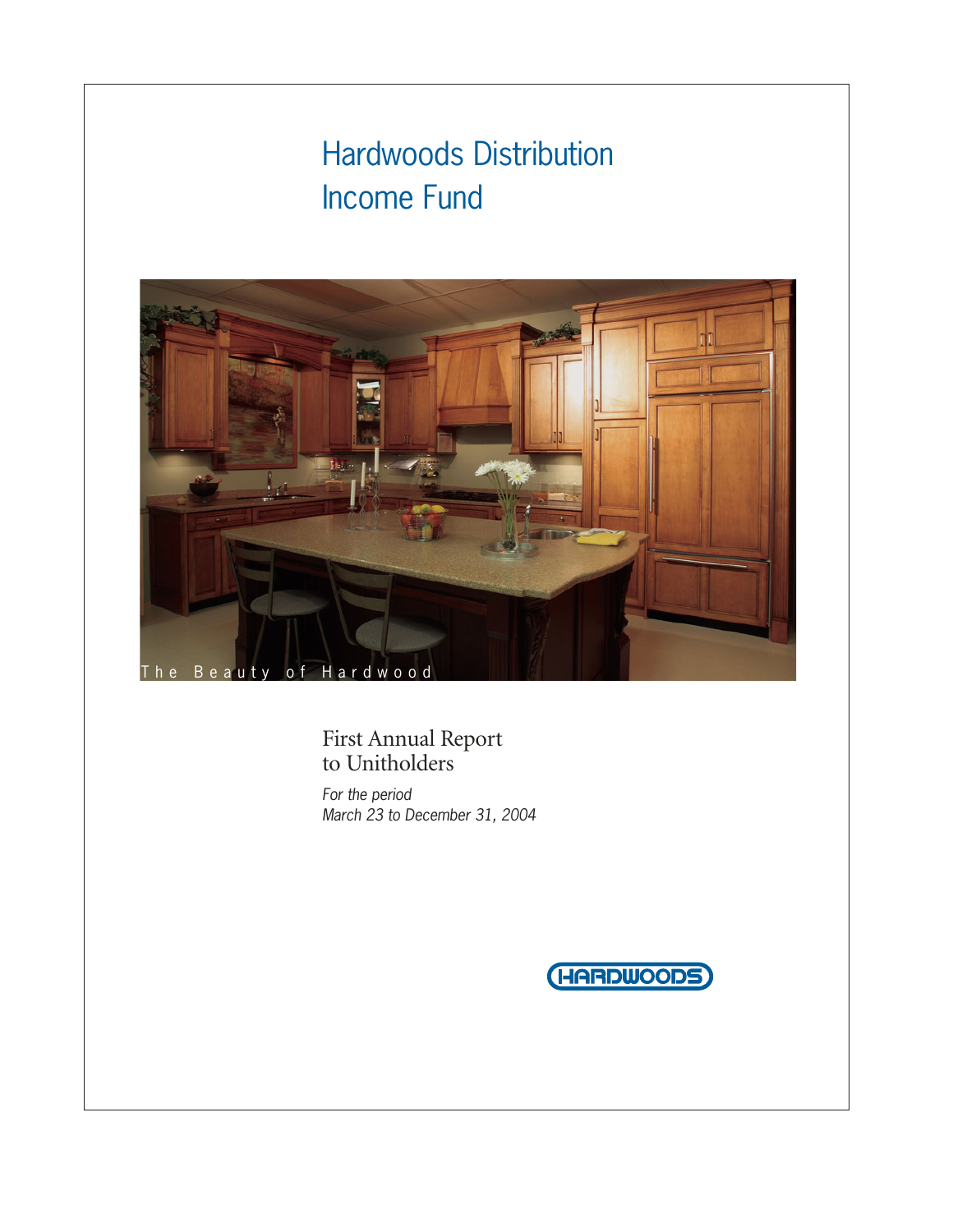# Hardwoods Distribution Income Fund

The Beauty of Hardwood

## First Annual Report to Unitholders

*For the period March 23 to December 31, 2004*

HARDWOODS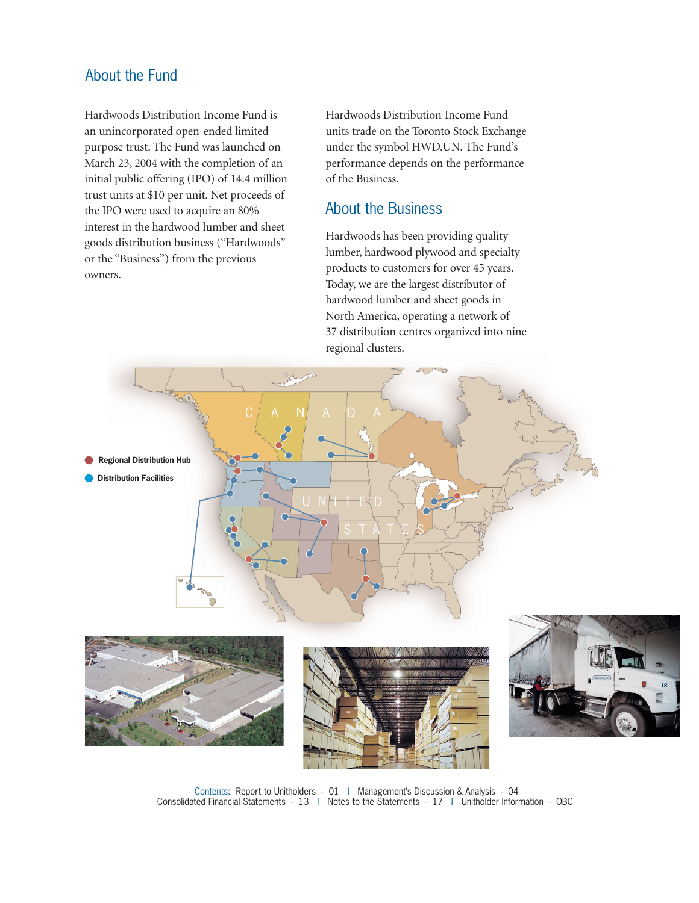## About the Fund

Hardwoods Distribution Income Fund is an unincorporated open-ended limited purpose trust. The Fund was launched on March 23, 2004 with the completion of an initial public offering (IPO) of 14.4 million trust units at $10 per unit. Net proceeds of the IPO were used to acquire an 80% interest in the hardwood lumber and sheet goods distribution business ("Hardwoods" or the "Business") from the previous owners.

Hardwoods Distribution Income Fund units trade on the Toronto Stock Exchange under the symbol HWD.UN. The Fund's performance depends on the performance of the Business.

## About the Business

Hardwoods has been providing quality lumber, hardwood plywood and specialty products to customers for over 45 years. Today, we are the largest distributor of hardwood lumber and sheet goods in North America, operating a network of 37 distribution centres organized into nine regional clusters.

- Regional Distribution Hub
- Distribution Facilities

Contents: Report to Unitholders - 01 | Management's Discussion & Analysis - 04
Consolidated Financial Statements - 13 | Notes to the Statements - 17 | Unitholder Information - OBC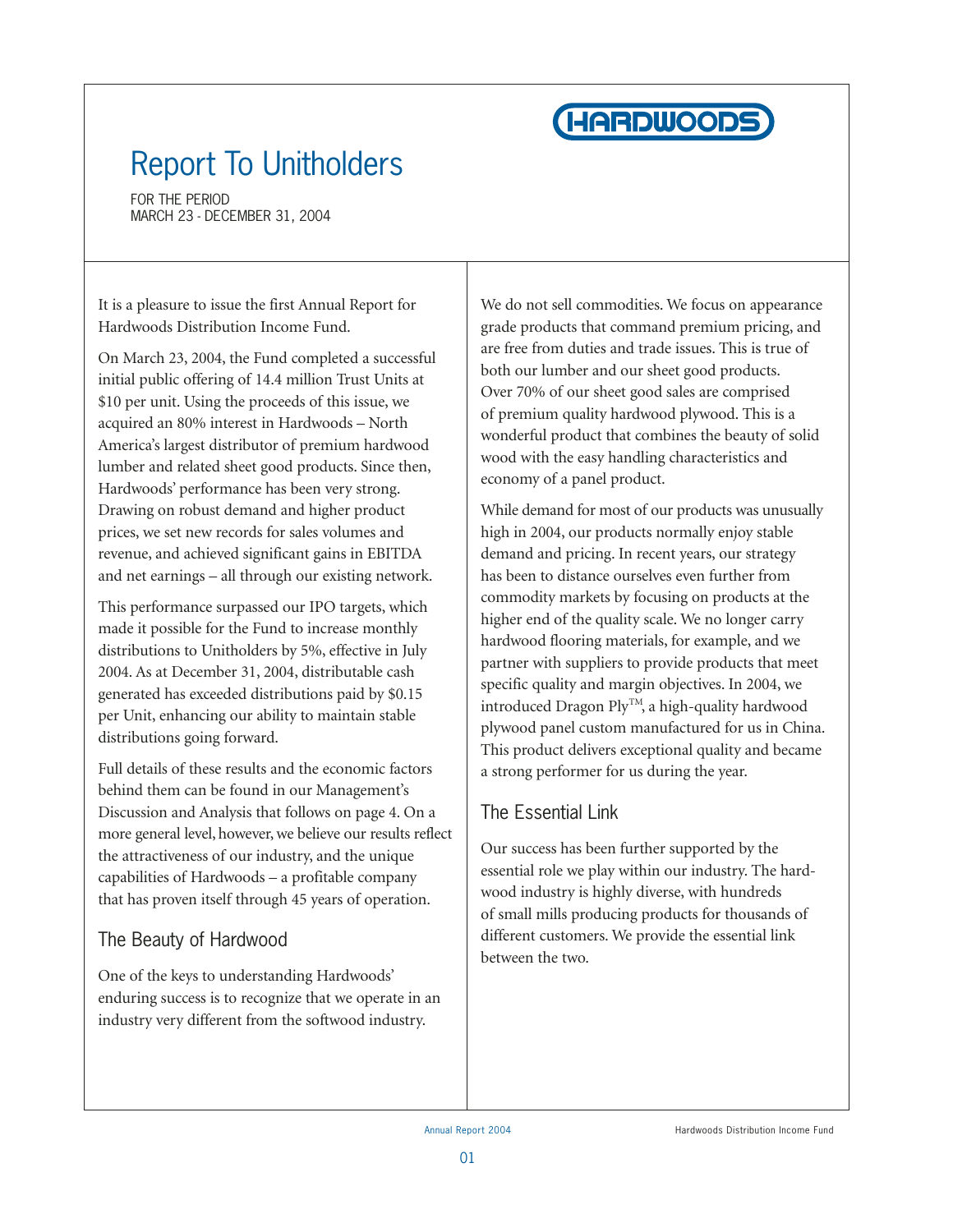# Report To Unitholders

FOR THE PERIOD
MARCH 23 - DECEMBER 31, 2004

It is a pleasure to issue the first Annual Report for Hardwoods Distribution Income Fund.

On March 23, 2004, the Fund completed a successful initial public offering of 14.4 million Trust Units at $10 per unit. Using the proceeds of this issue, we acquired an 80% interest in Hardwoods – North America's largest distributor of premium hardwood lumber and related sheet good products. Since then, Hardwoods' performance has been very strong. Drawing on robust demand and higher product prices, we set new records for sales volumes and revenue, and achieved significant gains in EBITDA and net earnings – all through our existing network.

This performance surpassed our IPO targets, which made it possible for the Fund to increase monthly distributions to Unitholders by 5%, effective in July 2004. As at December 31, 2004, distributable cash generated has exceeded distributions paid by $0.15 per Unit, enhancing our ability to maintain stable distributions going forward.

Full details of these results and the economic factors behind them can be found in our Management's Discussion and Analysis that follows on page 4. On a more general level, however, we believe our results reflect the attractiveness of our industry, and the unique capabilities of Hardwoods – a profitable company that has proven itself through 45 years of operation.

## The Beauty of Hardwood

One of the keys to understanding Hardwoods' enduring success is to recognize that we operate in an industry very different from the softwood industry.

We do not sell commodities. We focus on appearance grade products that command premium pricing, and are free from duties and trade issues. This is true of both our lumber and our sheet good products. Over 70% of our sheet good sales are comprised of premium quality hardwood plywood. This is a wonderful product that combines the beauty of solid wood with the easy handling characteristics and economy of a panel product.

While demand for most of our products was unusually high in 2004, our products normally enjoy stable demand and pricing. In recent years, our strategy has been to distance ourselves even further from commodity markets by focusing on products at the higher end of the quality scale. We no longer carry hardwood flooring materials, for example, and we partner with suppliers to provide products that meet specific quality and margin objectives. In 2004, we introduced Dragon Ply™, a high-quality hardwood plywood panel custom manufactured for us in China. This product delivers exceptional quality and became a strong performer for us during the year.

## The Essential Link

Our success has been further supported by the essential role we play within our industry. The hardwood industry is highly diverse, with hundreds of small mills producing products for thousands of different customers. We provide the essential link between the two.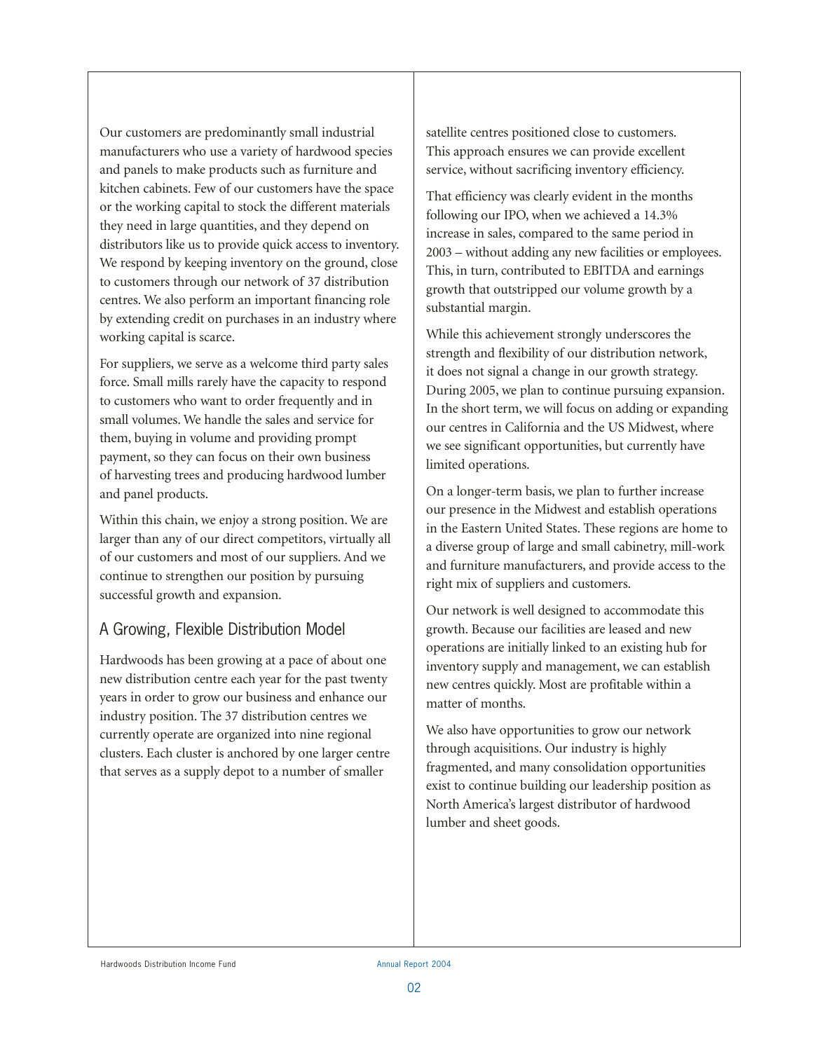Our customers are predominantly small industrial manufacturers who use a variety of hardwood species and panels to make products such as furniture and kitchen cabinets. Few of our customers have the space or the working capital to stock the different materials they need in large quantities, and they depend on distributors like us to provide quick access to inventory. We respond by keeping inventory on the ground, close to customers through our network of 37 distribution centres. We also perform an important financing role by extending credit on purchases in an industry where working capital is scarce.

For suppliers, we serve as a welcome third party sales force. Small mills rarely have the capacity to respond to customers who want to order frequently and in small volumes. We handle the sales and service for them, buying in volume and providing prompt payment, so they can focus on their own business of harvesting trees and producing hardwood lumber and panel products.

Within this chain, we enjoy a strong position. We are larger than any of our direct competitors, virtually all of our customers and most of our suppliers. And we continue to strengthen our position by pursuing successful growth and expansion.

## A Growing, Flexible Distribution Model

Hardwoods has been growing at a pace of about one new distribution centre each year for the past twenty years in order to grow our business and enhance our industry position. The 37 distribution centres we currently operate are organized into nine regional clusters. Each cluster is anchored by one larger centre that serves as a supply depot to a number of smaller satellite centres positioned close to customers. This approach ensures we can provide excellent service, without sacrificing inventory efficiency.

That efficiency was clearly evident in the months following our IPO, when we achieved a 14.3% increase in sales, compared to the same period in 2003 – without adding any new facilities or employees. This, in turn, contributed to EBITDA and earnings growth that outstripped our volume growth by a substantial margin.

While this achievement strongly underscores the strength and flexibility of our distribution network, it does not signal a change in our growth strategy. During 2005, we plan to continue pursuing expansion. In the short term, we will focus on adding or expanding our centres in California and the US Midwest, where we see significant opportunities, but currently have limited operations.

On a longer-term basis, we plan to further increase our presence in the Midwest and establish operations in the Eastern United States. These regions are home to a diverse group of large and small cabinetry, mill-work and furniture manufacturers, and provide access to the right mix of suppliers and customers.

Our network is well designed to accommodate this growth. Because our facilities are leased and new operations are initially linked to an existing hub for inventory supply and management, we can establish new centres quickly. Most are profitable within a matter of months.

We also have opportunities to grow our network through acquisitions. Our industry is highly fragmented, and many consolidation opportunities exist to continue building our leadership position as North America's largest distributor of hardwood lumber and sheet goods.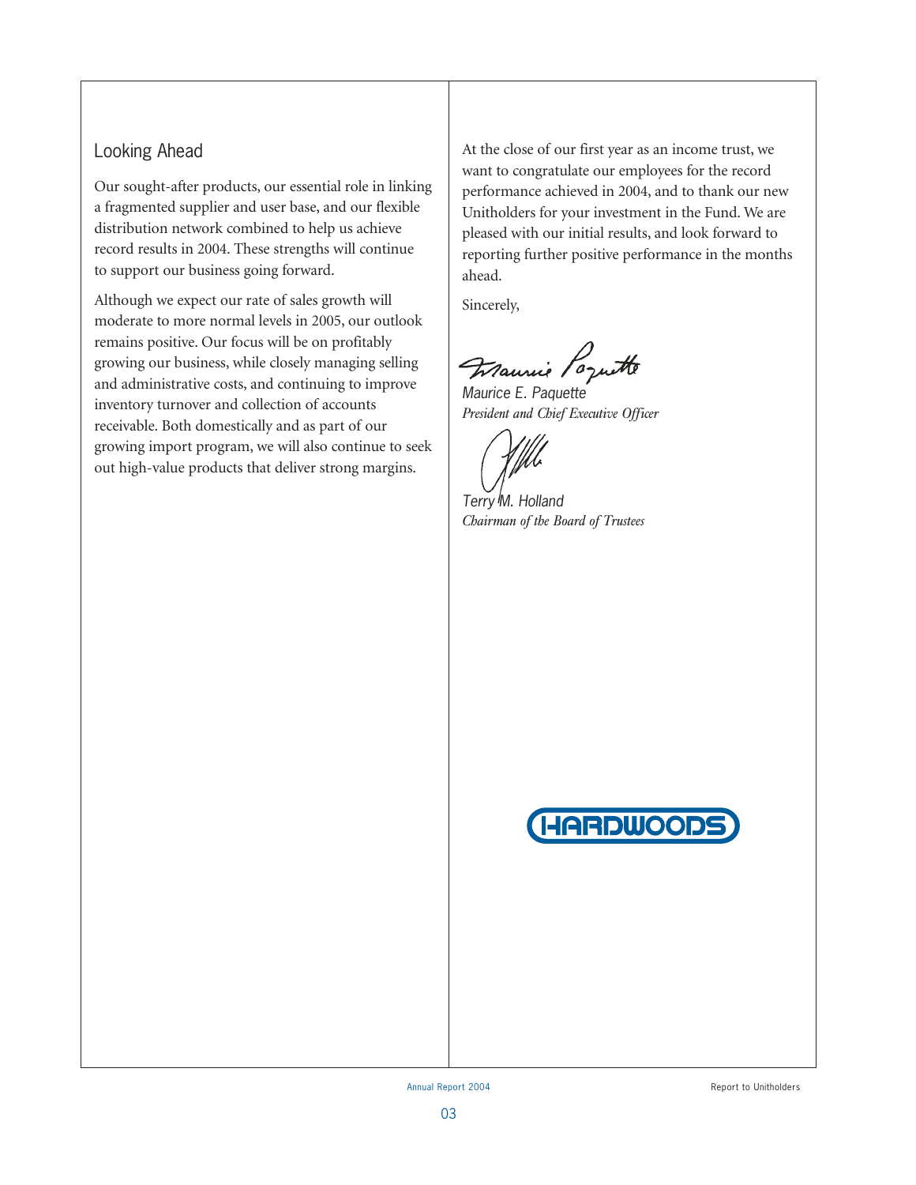## Looking Ahead

Our sought-after products, our essential role in linking a fragmented supplier and user base, and our flexible distribution network combined to help us achieve record results in 2004. These strengths will continue to support our business going forward.

Although we expect our rate of sales growth will moderate to more normal levels in 2005, our outlook remains positive. Our focus will be on profitably growing our business, while closely managing selling and administrative costs, and continuing to improve inventory turnover and collection of accounts receivable. Both domestically and as part of our growing import program, we will also continue to seek out high-value products that deliver strong margins.

At the close of our first year as an income trust, we want to congratulate our employees for the record performance achieved in 2004, and to thank our new Unitholders for your investment in the Fund. We are pleased with our initial results, and look forward to reporting further positive performance in the months ahead.

Sincerely,

Maurice E. Paquette
*President and Chief Executive Officer*

Terry M. Holland
*Chairman of the Board of Trustees*

HARDWOODS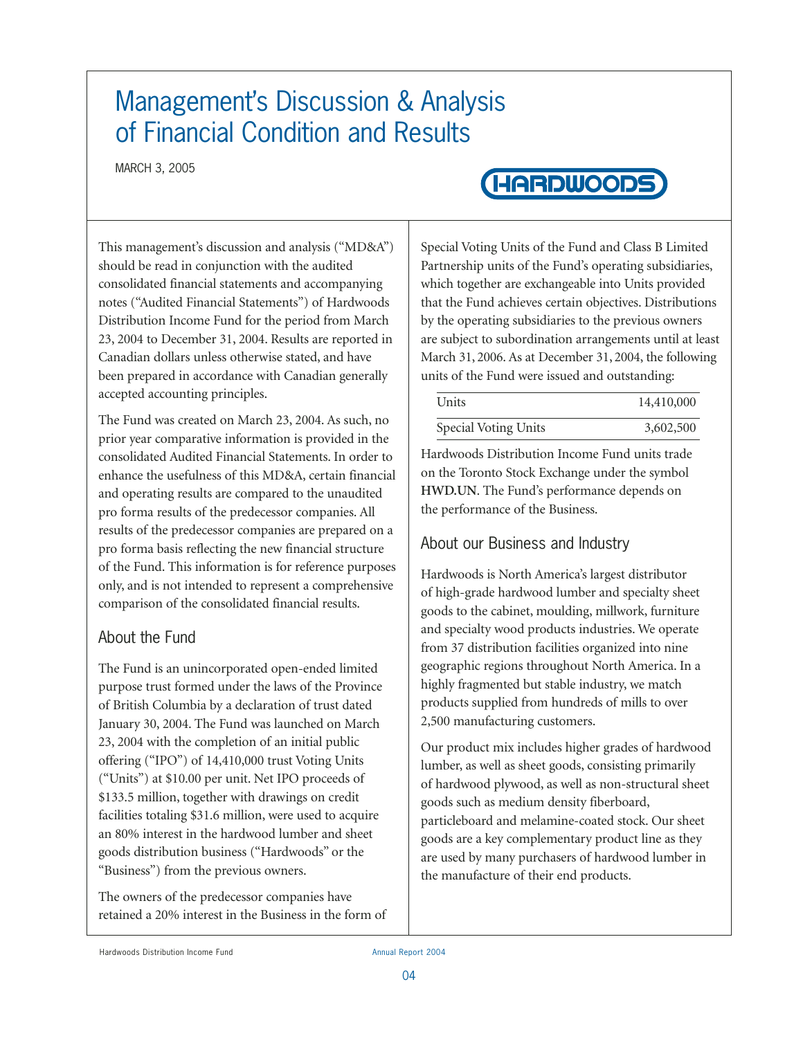# Management's Discussion & Analysis of Financial Condition and Results

MARCH 3, 2005

This management's discussion and analysis ("MD&A") should be read in conjunction with the audited consolidated financial statements and accompanying notes ("Audited Financial Statements") of Hardwoods Distribution Income Fund for the period from March 23, 2004 to December 31, 2004. Results are reported in Canadian dollars unless otherwise stated, and have been prepared in accordance with Canadian generally accepted accounting principles.

The Fund was created on March 23, 2004. As such, no prior year comparative information is provided in the consolidated Audited Financial Statements. In order to enhance the usefulness of this MD&A, certain financial and operating results are compared to the unaudited pro forma results of the predecessor companies. All results of the predecessor companies are prepared on a pro forma basis reflecting the new financial structure of the Fund. This information is for reference purposes only, and is not intended to represent a comprehensive comparison of the consolidated financial results.

## About the Fund

The Fund is an unincorporated open-ended limited purpose trust formed under the laws of the Province of British Columbia by a declaration of trust dated January 30, 2004. The Fund was launched on March 23, 2004 with the completion of an initial public offering ("IPO") of 14,410,000 trust Voting Units ("Units") at $10.00 per unit. Net IPO proceeds of $133.5 million, together with drawings on credit facilities totaling $31.6 million, were used to acquire an 80% interest in the hardwood lumber and sheet goods distribution business ("Hardwoods" or the "Business") from the previous owners.

The owners of the predecessor companies have retained a 20% interest in the Business in the form of Special Voting Units of the Fund and Class B Limited Partnership units of the Fund's operating subsidiaries, which together are exchangeable into Units provided that the Fund achieves certain objectives. Distributions by the operating subsidiaries to the previous owners are subject to subordination arrangements until at least March 31, 2006. As at December 31, 2004, the following units of the Fund were issued and outstanding:

| | |
|---|---|
| Units | 14,410,000 |
| Special Voting Units | 3,602,500 |

Hardwoods Distribution Income Fund units trade on the Toronto Stock Exchange under the symbol **HWD.UN**. The Fund's performance depends on the performance of the Business.

## About our Business and Industry

Hardwoods is North America's largest distributor of high-grade hardwood lumber and specialty sheet goods to the cabinet, moulding, millwork, furniture and specialty wood products industries. We operate from 37 distribution facilities organized into nine geographic regions throughout North America. In a highly fragmented but stable industry, we match products supplied from hundreds of mills to over 2,500 manufacturing customers.

Our product mix includes higher grades of hardwood lumber, as well as sheet goods, consisting primarily of hardwood plywood, as well as non-structural sheet goods such as medium density fiberboard, particleboard and melamine-coated stock. Our sheet goods are a key complementary product line as they are used by many purchasers of hardwood lumber in the manufacture of their end products.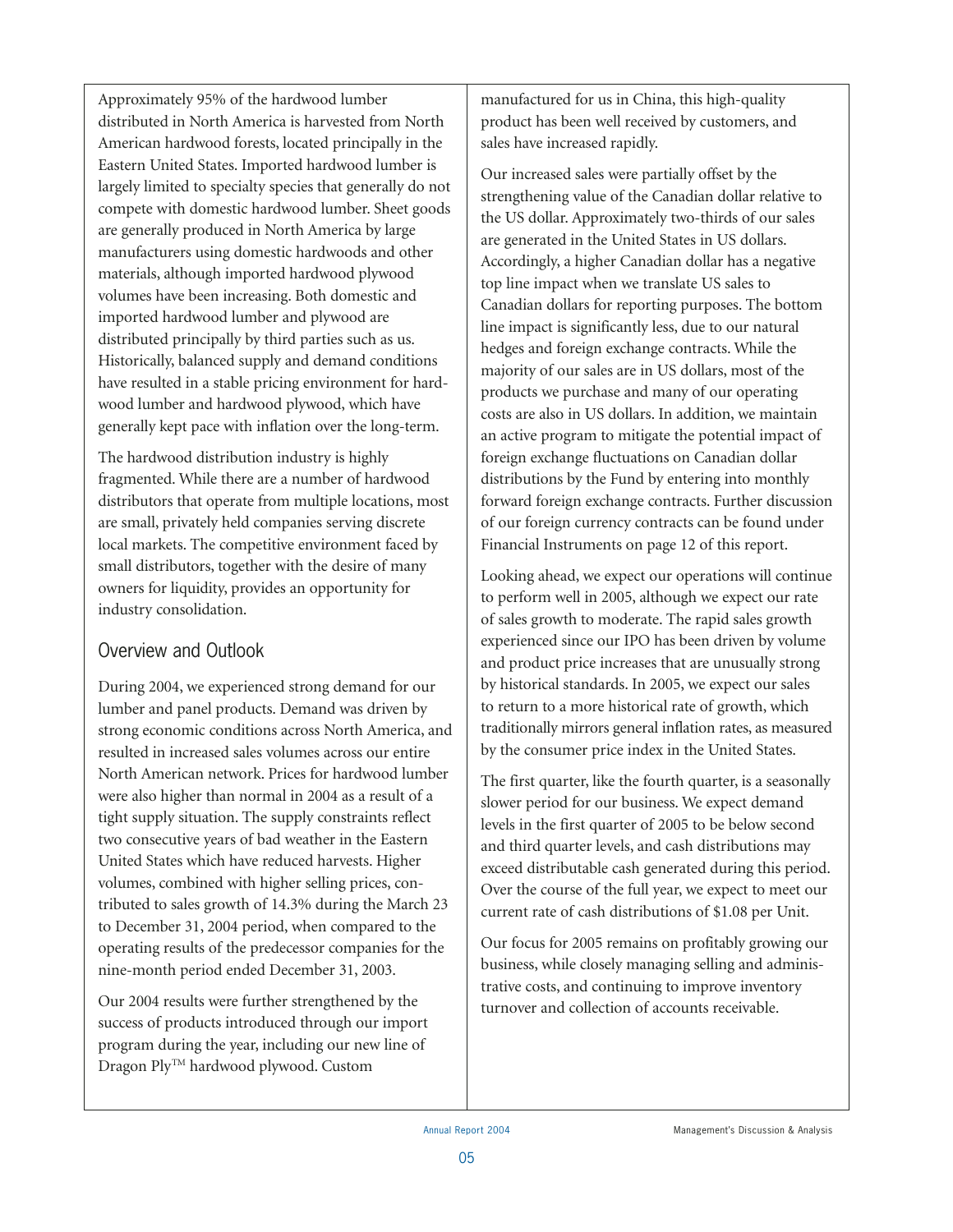Approximately 95% of the hardwood lumber distributed in North America is harvested from North American hardwood forests, located principally in the Eastern United States. Imported hardwood lumber is largely limited to specialty species that generally do not compete with domestic hardwood lumber. Sheet goods are generally produced in North America by large manufacturers using domestic hardwoods and other materials, although imported hardwood plywood volumes have been increasing. Both domestic and imported hardwood lumber and plywood are distributed principally by third parties such as us. Historically, balanced supply and demand conditions have resulted in a stable pricing environment for hardwood lumber and hardwood plywood, which have generally kept pace with inflation over the long-term.

The hardwood distribution industry is highly fragmented. While there are a number of hardwood distributors that operate from multiple locations, most are small, privately held companies serving discrete local markets. The competitive environment faced by small distributors, together with the desire of many owners for liquidity, provides an opportunity for industry consolidation.

## Overview and Outlook

During 2004, we experienced strong demand for our lumber and panel products. Demand was driven by strong economic conditions across North America, and resulted in increased sales volumes across our entire North American network. Prices for hardwood lumber were also higher than normal in 2004 as a result of a tight supply situation. The supply constraints reflect two consecutive years of bad weather in the Eastern United States which have reduced harvests. Higher volumes, combined with higher selling prices, contributed to sales growth of 14.3% during the March 23 to December 31, 2004 period, when compared to the operating results of the predecessor companies for the nine-month period ended December 31, 2003.

Our 2004 results were further strengthened by the success of products introduced through our import program during the year, including our new line of Dragon Ply™ hardwood plywood. Custom manufactured for us in China, this high-quality product has been well received by customers, and sales have increased rapidly.

Our increased sales were partially offset by the strengthening value of the Canadian dollar relative to the US dollar. Approximately two-thirds of our sales are generated in the United States in US dollars. Accordingly, a higher Canadian dollar has a negative top line impact when we translate US sales to Canadian dollars for reporting purposes. The bottom line impact is significantly less, due to our natural hedges and foreign exchange contracts. While the majority of our sales are in US dollars, most of the products we purchase and many of our operating costs are also in US dollars. In addition, we maintain an active program to mitigate the potential impact of foreign exchange fluctuations on Canadian dollar distributions by the Fund by entering into monthly forward foreign exchange contracts. Further discussion of our foreign currency contracts can be found under Financial Instruments on page 12 of this report.

Looking ahead, we expect our operations will continue to perform well in 2005, although we expect our rate of sales growth to moderate. The rapid sales growth experienced since our IPO has been driven by volume and product price increases that are unusually strong by historical standards. In 2005, we expect our sales to return to a more historical rate of growth, which traditionally mirrors general inflation rates, as measured by the consumer price index in the United States.

The first quarter, like the fourth quarter, is a seasonally slower period for our business. We expect demand levels in the first quarter of 2005 to be below second and third quarter levels, and cash distributions may exceed distributable cash generated during this period. Over the course of the full year, we expect to meet our current rate of cash distributions of $1.08 per Unit.

Our focus for 2005 remains on profitably growing our business, while closely managing selling and administrative costs, and continuing to improve inventory turnover and collection of accounts receivable.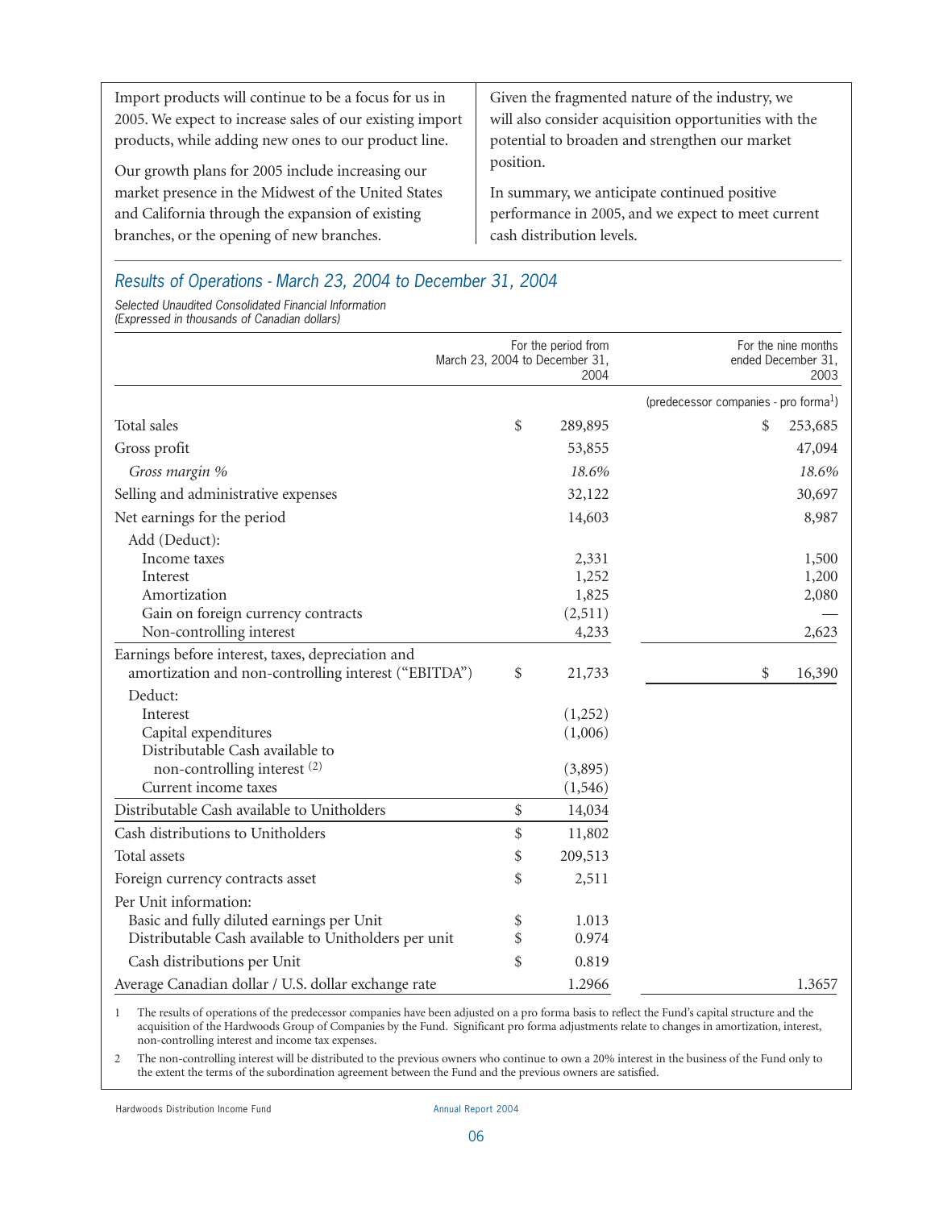Import products will continue to be a focus for us in 2005. We expect to increase sales of our existing import products, while adding new ones to our product line.

Our growth plans for 2005 include increasing our market presence in the Midwest of the United States and California through the expansion of existing branches, or the opening of new branches.

Given the fragmented nature of the industry, we will also consider acquisition opportunities with the potential to broaden and strengthen our market position.

In summary, we anticipate continued positive performance in 2005, and we expect to meet current cash distribution levels.

## *Results of Operations - March 23, 2004 to December 31, 2004*

*Selected Unaudited Consolidated Financial Information*
*(Expressed in thousands of Canadian dollars)*

| | For the period from March 23, 2004 to December 31, 2004 | For the nine months ended December 31, 2003 |
|---|---|---|
| | | (predecessor companies - pro forma[1]) |
| Total sales | $ 289,895 | $ 253,685 |
| Gross profit | 53,855 | 47,094 |
| *Gross margin %* | *18.6%* | *18.6%* |
| Selling and administrative expenses | 32,122 | 30,697 |
| Net earnings for the period | 14,603 | 8,987 |
| Add (Deduct): | | |
| Income taxes | 2,331 | 1,500 |
| Interest | 1,252 | 1,200 |
| Amortization | 1,825 | 2,080 |
| Gain on foreign currency contracts | (2,511) | — |
| Non-controlling interest | 4,233 | 2,623 |
| Earnings before interest, taxes, depreciation and amortization and non-controlling interest ("EBITDA") | $ 21,733 | $ 16,390 |
| Deduct: | | |
| Interest | (1,252) | |
| Capital expenditures | (1,006) | |
| Distributable Cash available to non-controlling interest [(2)] | (3,895) | |
| Current income taxes | (1,546) | |
| Distributable Cash available to Unitholders | $ 14,034 | |
| Cash distributions to Unitholders | $ 11,802 | |
| Total assets | $ 209,513 | |
| Foreign currency contracts asset | $ 2,511 | |
| Per Unit information: | | |
| Basic and fully diluted earnings per Unit | $ 1.013 | |
| Distributable Cash available to Unitholders per unit | $ 0.974 | |
| Cash distributions per Unit | $ 0.819 | |
| Average Canadian dollar / U.S. dollar exchange rate | 1.2966 | 1.3657 |

1 The results of operations of the predecessor companies have been adjusted on a pro forma basis to reflect the Fund's capital structure and the acquisition of the Hardwoods Group of Companies by the Fund. Significant pro forma adjustments relate to changes in amortization, interest, non-controlling interest and income tax expenses.

2 The non-controlling interest will be distributed to the previous owners who continue to own a 20% interest in the business of the Fund only to the extent the terms of the subordination agreement between the Fund and the previous owners are satisfied.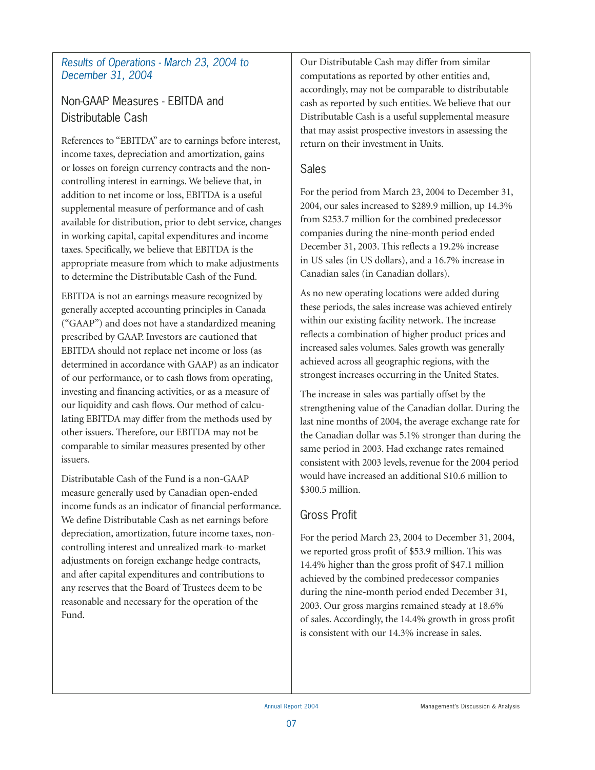*Results of Operations - March 23, 2004 to December 31, 2004*

## Non-GAAP Measures - EBITDA and Distributable Cash

References to "EBITDA" are to earnings before interest, income taxes, depreciation and amortization, gains or losses on foreign currency contracts and the non-controlling interest in earnings. We believe that, in addition to net income or loss, EBITDA is a useful supplemental measure of performance and of cash available for distribution, prior to debt service, changes in working capital, capital expenditures and income taxes. Specifically, we believe that EBITDA is the appropriate measure from which to make adjustments to determine the Distributable Cash of the Fund.

EBITDA is not an earnings measure recognized by generally accepted accounting principles in Canada ("GAAP") and does not have a standardized meaning prescribed by GAAP. Investors are cautioned that EBITDA should not replace net income or loss (as determined in accordance with GAAP) as an indicator of our performance, or to cash flows from operating, investing and financing activities, or as a measure of our liquidity and cash flows. Our method of calculating EBITDA may differ from the methods used by other issuers. Therefore, our EBITDA may not be comparable to similar measures presented by other issuers.

Distributable Cash of the Fund is a non-GAAP measure generally used by Canadian open-ended income funds as an indicator of financial performance. We define Distributable Cash as net earnings before depreciation, amortization, future income taxes, non-controlling interest and unrealized mark-to-market adjustments on foreign exchange hedge contracts, and after capital expenditures and contributions to any reserves that the Board of Trustees deem to be reasonable and necessary for the operation of the Fund.

Our Distributable Cash may differ from similar computations as reported by other entities and, accordingly, may not be comparable to distributable cash as reported by such entities. We believe that our Distributable Cash is a useful supplemental measure that may assist prospective investors in assessing the return on their investment in Units.

## Sales

For the period from March 23, 2004 to December 31, 2004, our sales increased to $289.9 million, up 14.3% from $253.7 million for the combined predecessor companies during the nine-month period ended December 31, 2003. This reflects a 19.2% increase in US sales (in US dollars), and a 16.7% increase in Canadian sales (in Canadian dollars).

As no new operating locations were added during these periods, the sales increase was achieved entirely within our existing facility network. The increase reflects a combination of higher product prices and increased sales volumes. Sales growth was generally achieved across all geographic regions, with the strongest increases occurring in the United States.

The increase in sales was partially offset by the strengthening value of the Canadian dollar. During the last nine months of 2004, the average exchange rate for the Canadian dollar was 5.1% stronger than during the same period in 2003. Had exchange rates remained consistent with 2003 levels, revenue for the 2004 period would have increased an additional $10.6 million to $300.5 million.

## Gross Profit

For the period March 23, 2004 to December 31, 2004, we reported gross profit of $53.9 million. This was 14.4% higher than the gross profit of $47.1 million achieved by the combined predecessor companies during the nine-month period ended December 31, 2003. Our gross margins remained steady at 18.6% of sales. Accordingly, the 14.4% growth in gross profit is consistent with our 14.3% increase in sales.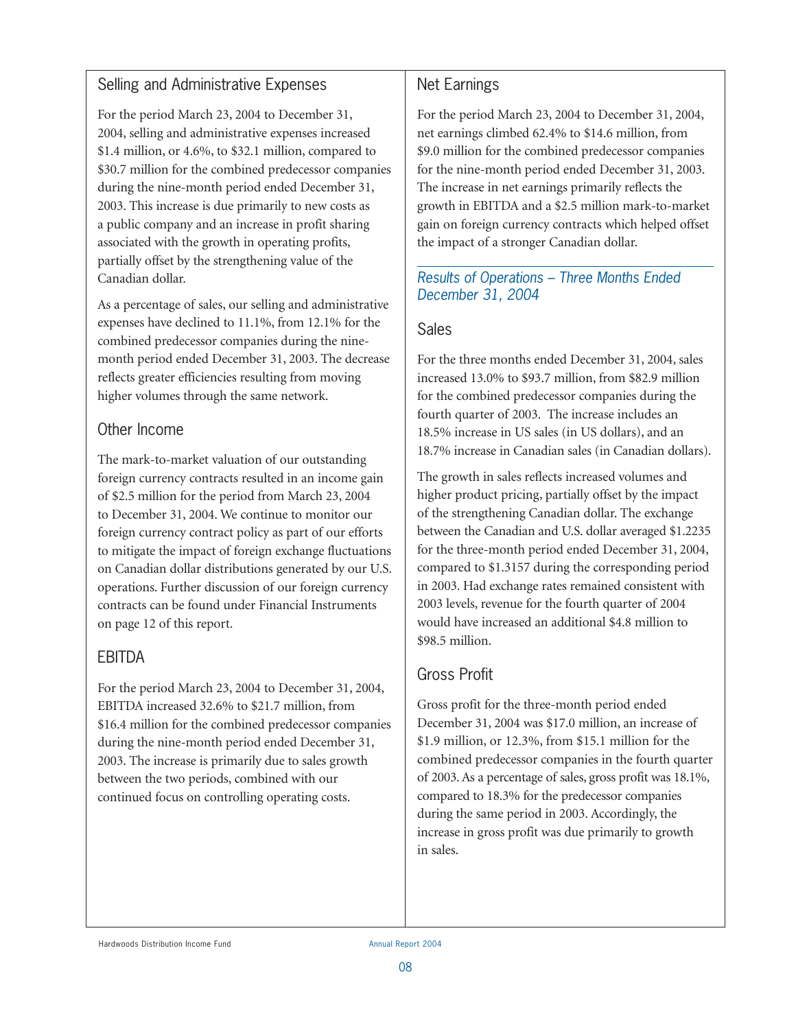## Selling and Administrative Expenses

For the period March 23, 2004 to December 31, 2004, selling and administrative expenses increased $1.4 million, or 4.6%, to $32.1 million, compared to $30.7 million for the combined predecessor companies during the nine-month period ended December 31, 2003. This increase is due primarily to new costs as a public company and an increase in profit sharing associated with the growth in operating profits, partially offset by the strengthening value of the Canadian dollar.

As a percentage of sales, our selling and administrative expenses have declined to 11.1%, from 12.1% for the combined predecessor companies during the nine-month period ended December 31, 2003. The decrease reflects greater efficiencies resulting from moving higher volumes through the same network.

## Other Income

The mark-to-market valuation of our outstanding foreign currency contracts resulted in an income gain of $2.5 million for the period from March 23, 2004 to December 31, 2004. We continue to monitor our foreign currency contract policy as part of our efforts to mitigate the impact of foreign exchange fluctuations on Canadian dollar distributions generated by our U.S. operations. Further discussion of our foreign currency contracts can be found under Financial Instruments on page 12 of this report.

## EBITDA

For the period March 23, 2004 to December 31, 2004, EBITDA increased 32.6% to $21.7 million, from $16.4 million for the combined predecessor companies during the nine-month period ended December 31, 2003. The increase is primarily due to sales growth between the two periods, combined with our continued focus on controlling operating costs.

## Net Earnings

For the period March 23, 2004 to December 31, 2004, net earnings climbed 62.4% to $14.6 million, from $9.0 million for the combined predecessor companies for the nine-month period ended December 31, 2003. The increase in net earnings primarily reflects the growth in EBITDA and a $2.5 million mark-to-market gain on foreign currency contracts which helped offset the impact of a stronger Canadian dollar.

# *Results of Operations – Three Months Ended December 31, 2004*

## Sales

For the three months ended December 31, 2004, sales increased 13.0% to $93.7 million, from $82.9 million for the combined predecessor companies during the fourth quarter of 2003. The increase includes an 18.5% increase in US sales (in US dollars), and an 18.7% increase in Canadian sales (in Canadian dollars).

The growth in sales reflects increased volumes and higher product pricing, partially offset by the impact of the strengthening Canadian dollar. The exchange between the Canadian and U.S. dollar averaged $1.2235 for the three-month period ended December 31, 2004, compared to $1.3157 during the corresponding period in 2003. Had exchange rates remained consistent with 2003 levels, revenue for the fourth quarter of 2004 would have increased an additional $4.8 million to $98.5 million.

## Gross Profit

Gross profit for the three-month period ended December 31, 2004 was $17.0 million, an increase of $1.9 million, or 12.3%, from $15.1 million for the combined predecessor companies in the fourth quarter of 2003. As a percentage of sales, gross profit was 18.1%, compared to 18.3% for the predecessor companies during the same period in 2003. Accordingly, the increase in gross profit was due primarily to growth in sales.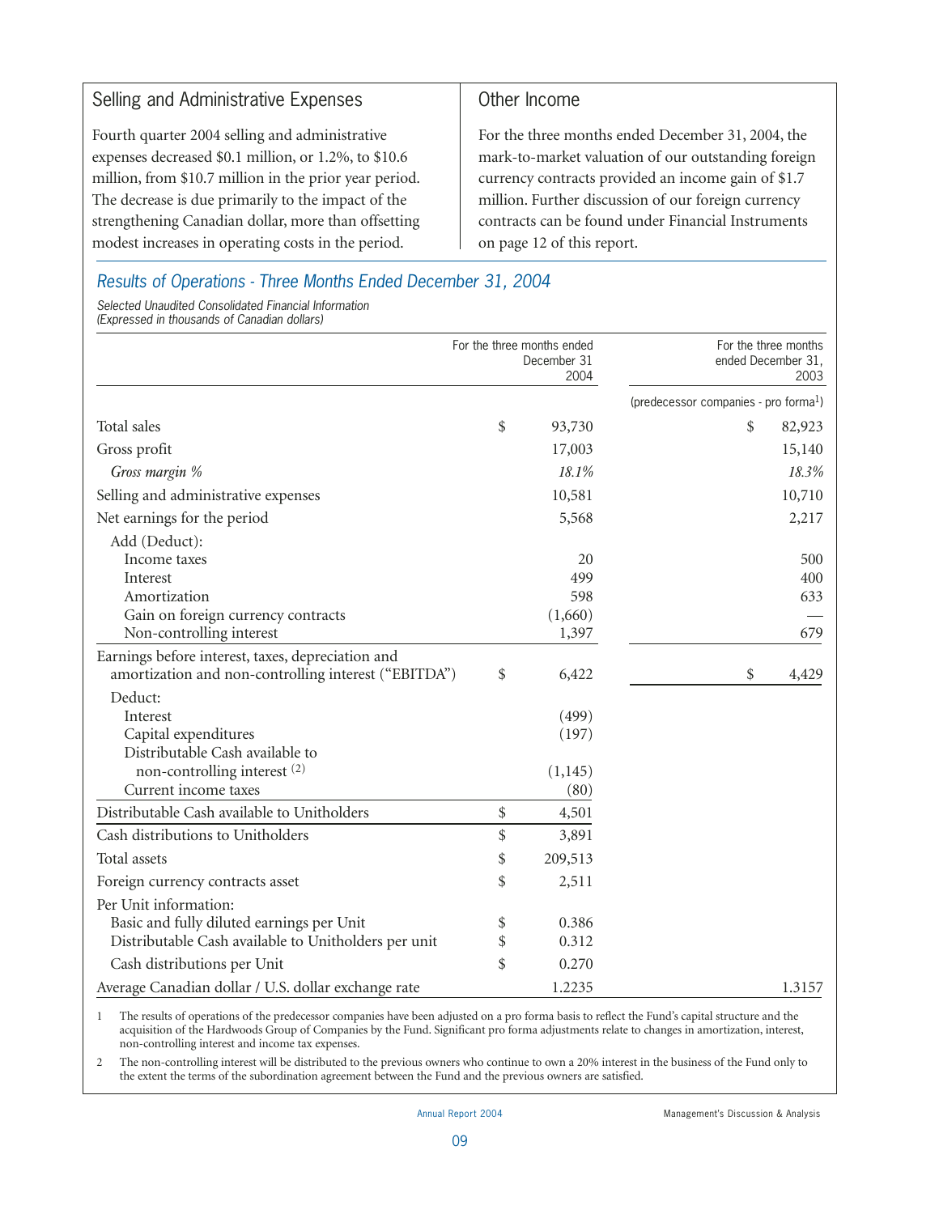## Selling and Administrative Expenses

Fourth quarter 2004 selling and administrative expenses decreased $0.1 million, or 1.2%, to $10.6 million, from $10.7 million in the prior year period. The decrease is due primarily to the impact of the strengthening Canadian dollar, more than offsetting modest increases in operating costs in the period.

## Other Income

For the three months ended December 31, 2004, the mark-to-market valuation of our outstanding foreign currency contracts provided an income gain of $1.7 million. Further discussion of our foreign currency contracts can be found under Financial Instruments on page 12 of this report.

## *Results of Operations - Three Months Ended December 31, 2004*

*Selected Unaudited Consolidated Financial Information*
*(Expressed in thousands of Canadian dollars)*

| | For the three months ended December 31 2004 | For the three months ended December 31, 2003 |
|---|---|---|
| | | (predecessor companies - pro forma[1]) |
| Total sales | $ 93,730 | $ 82,923 |
| Gross profit | 17,003 | 15,140 |
| *Gross margin %* | *18.1%* | *18.3%* |
| Selling and administrative expenses | 10,581 | 10,710 |
| Net earnings for the period | 5,568 | 2,217 |
| Add (Deduct): | | |
| Income taxes | 20 | 500 |
| Interest | 499 | 400 |
| Amortization | 598 | 633 |
| Gain on foreign currency contracts | (1,660) | — |
| Non-controlling interest | 1,397 | 679 |
| Earnings before interest, taxes, depreciation and amortization and non-controlling interest ("EBITDA") | $ 6,422 | $ 4,429 |
| Deduct: | | |
| Interest | (499) | |
| Capital expenditures | (197) | |
| Distributable Cash available to non-controlling interest [2] | (1,145) | |
| Current income taxes | (80) | |
| Distributable Cash available to Unitholders | $ 4,501 | |
| Cash distributions to Unitholders | $ 3,891 | |
| Total assets | $ 209,513 | |
| Foreign currency contracts asset | $ 2,511 | |
| Per Unit information: | | |
| Basic and fully diluted earnings per Unit | $ 0.386 | |
| Distributable Cash available to Unitholders per unit | $ 0.312 | |
| Cash distributions per Unit | $ 0.270 | |
| Average Canadian dollar / U.S. dollar exchange rate | 1.2235 | 1.3157 |

1 The results of operations of the predecessor companies have been adjusted on a pro forma basis to reflect the Fund's capital structure and the acquisition of the Hardwoods Group of Companies by the Fund. Significant pro forma adjustments relate to changes in amortization, interest, non-controlling interest and income tax expenses.

2 The non-controlling interest will be distributed to the previous owners who continue to own a 20% interest in the business of the Fund only to the extent the terms of the subordination agreement between the Fund and the previous owners are satisfied.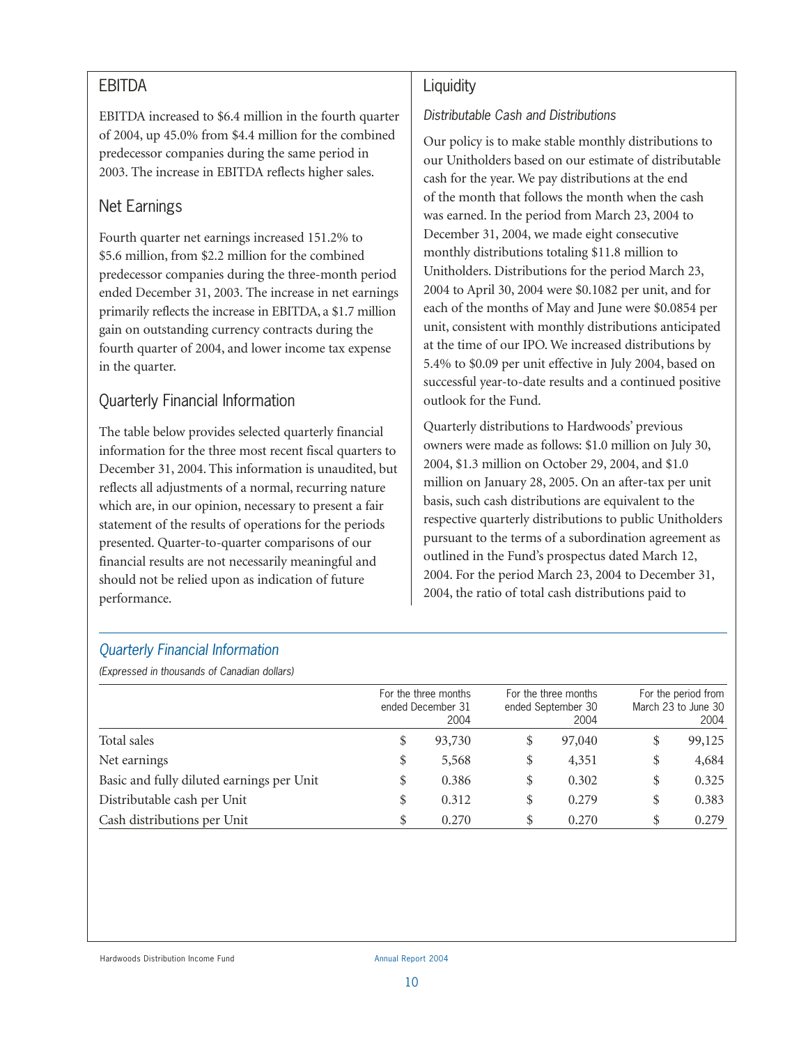## EBITDA

EBITDA increased to $6.4 million in the fourth quarter of 2004, up 45.0% from $4.4 million for the combined predecessor companies during the same period in 2003. The increase in EBITDA reflects higher sales.

## Net Earnings

Fourth quarter net earnings increased 151.2% to $5.6 million, from $2.2 million for the combined predecessor companies during the three-month period ended December 31, 2003. The increase in net earnings primarily reflects the increase in EBITDA, a $1.7 million gain on outstanding currency contracts during the fourth quarter of 2004, and lower income tax expense in the quarter.

## Quarterly Financial Information

The table below provides selected quarterly financial information for the three most recent fiscal quarters to December 31, 2004. This information is unaudited, but reflects all adjustments of a normal, recurring nature which are, in our opinion, necessary to present a fair statement of the results of operations for the periods presented. Quarter-to-quarter comparisons of our financial results are not necessarily meaningful and should not be relied upon as indication of future performance.

## Liquidity

### *Distributable Cash and Distributions*

Our policy is to make stable monthly distributions to our Unitholders based on our estimate of distributable cash for the year. We pay distributions at the end of the month that follows the month when the cash was earned. In the period from March 23, 2004 to December 31, 2004, we made eight consecutive monthly distributions totaling $11.8 million to Unitholders. Distributions for the period March 23, 2004 to April 30, 2004 were $0.1082 per unit, and for each of the months of May and June were $0.0854 per unit, consistent with monthly distributions anticipated at the time of our IPO. We increased distributions by 5.4% to $0.09 per unit effective in July 2004, based on successful year-to-date results and a continued positive outlook for the Fund.

Quarterly distributions to Hardwoods' previous owners were made as follows: $1.0 million on July 30, 2004, $1.3 million on October 29, 2004, and $1.0 million on January 28, 2005. On an after-tax per unit basis, such cash distributions are equivalent to the respective quarterly distributions to public Unitholders pursuant to the terms of a subordination agreement as outlined in the Fund's prospectus dated March 12, 2004. For the period March 23, 2004 to December 31, 2004, the ratio of total cash distributions paid to

### *Quarterly Financial Information*

*(Expressed in thousands of Canadian dollars)*

| | For the three months ended December 31 2004 | For the three months ended September 30 2004 | For the period from March 23 to June 30 2004 |
|---|---|---|---|
| Total sales | $ 93,730 | $ 97,040 | $ 99,125 |
| Net earnings | $ 5,568 | $ 4,351 | $ 4,684 |
| Basic and fully diluted earnings per Unit | $ 0.386 | $ 0.302 | $ 0.325 |
| Distributable cash per Unit | $ 0.312 | $ 0.279 | $ 0.383 |
| Cash distributions per Unit | $ 0.270 | $ 0.270 | $ 0.279 |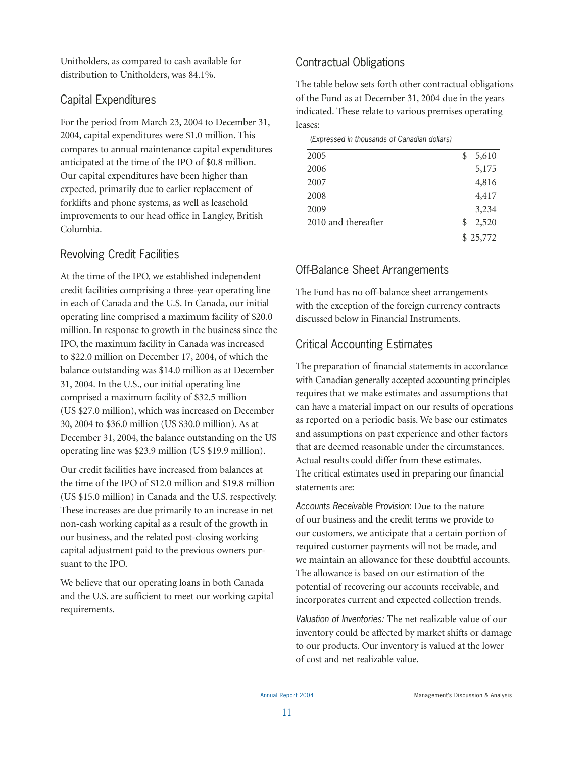Unitholders, as compared to cash available for distribution to Unitholders, was 84.1%.

## Capital Expenditures

For the period from March 23, 2004 to December 31, 2004, capital expenditures were $1.0 million. This compares to annual maintenance capital expenditures anticipated at the time of the IPO of $0.8 million. Our capital expenditures have been higher than expected, primarily due to earlier replacement of forklifts and phone systems, as well as leasehold improvements to our head office in Langley, British Columbia.

## Revolving Credit Facilities

At the time of the IPO, we established independent credit facilities comprising a three-year operating line in each of Canada and the U.S. In Canada, our initial operating line comprised a maximum facility of $20.0 million. In response to growth in the business since the IPO, the maximum facility in Canada was increased to $22.0 million on December 17, 2004, of which the balance outstanding was $14.0 million as at December 31, 2004. In the U.S., our initial operating line comprised a maximum facility of $32.5 million (US $27.0 million), which was increased on December 30, 2004 to $36.0 million (US $30.0 million). As at December 31, 2004, the balance outstanding on the US operating line was $23.9 million (US $19.9 million).

Our credit facilities have increased from balances at the time of the IPO of $12.0 million and $19.8 million (US $15.0 million) in Canada and the U.S. respectively. These increases are due primarily to an increase in net non-cash working capital as a result of the growth in our business, and the related post-closing working capital adjustment paid to the previous owners pursuant to the IPO.

We believe that our operating loans in both Canada and the U.S. are sufficient to meet our working capital requirements.

## Contractual Obligations

The table below sets forth other contractual obligations of the Fund as at December 31, 2004 due in the years indicated. These relate to various premises operating leases:

*(Expressed in thousands of Canadian dollars)*

| | |
|---|---|
| 2005 | $ 5,610 |
| 2006 | 5,175 |
| 2007 | 4,816 |
| 2008 | 4,417 |
| 2009 | 3,234 |
| 2010 and thereafter | $ 2,520 |
| | $ 25,772 |

## Off-Balance Sheet Arrangements

The Fund has no off-balance sheet arrangements with the exception of the foreign currency contracts discussed below in Financial Instruments.

## Critical Accounting Estimates

The preparation of financial statements in accordance with Canadian generally accepted accounting principles requires that we make estimates and assumptions that can have a material impact on our results of operations as reported on a periodic basis. We base our estimates and assumptions on past experience and other factors that are deemed reasonable under the circumstances. Actual results could differ from these estimates. The critical estimates used in preparing our financial statements are:

*Accounts Receivable Provision:* Due to the nature of our business and the credit terms we provide to our customers, we anticipate that a certain portion of required customer payments will not be made, and we maintain an allowance for these doubtful accounts. The allowance is based on our estimation of the potential of recovering our accounts receivable, and incorporates current and expected collection trends.

*Valuation of Inventories:* The net realizable value of our inventory could be affected by market shifts or damage to our products. Our inventory is valued at the lower of cost and net realizable value.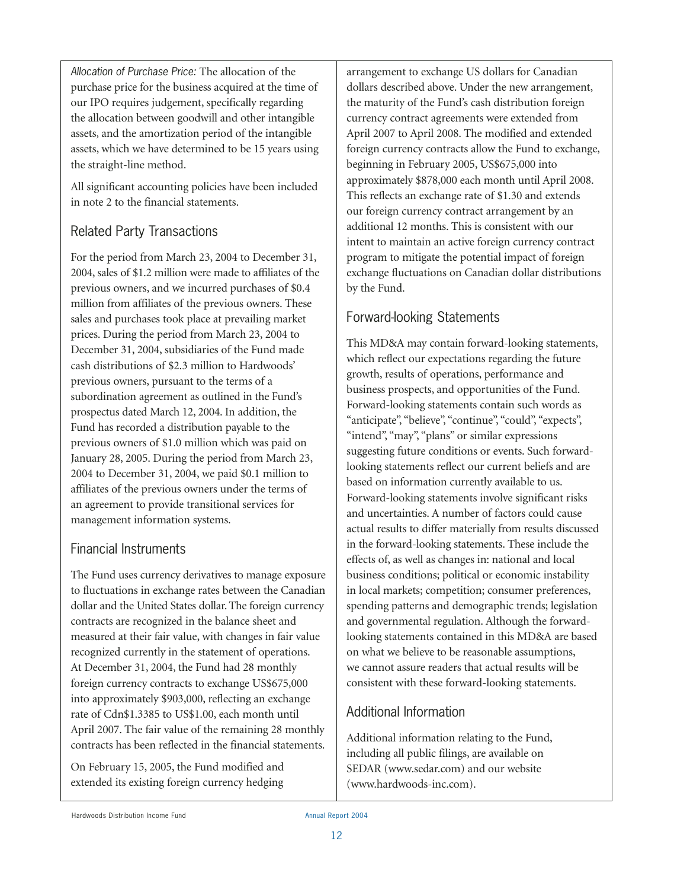*Allocation of Purchase Price:* The allocation of the purchase price for the business acquired at the time of our IPO requires judgement, specifically regarding the allocation between goodwill and other intangible assets, and the amortization period of the intangible assets, which we have determined to be 15 years using the straight-line method.

All significant accounting policies have been included in note 2 to the financial statements.

## Related Party Transactions

For the period from March 23, 2004 to December 31, 2004, sales of $1.2 million were made to affiliates of the previous owners, and we incurred purchases of $0.4 million from affiliates of the previous owners. These sales and purchases took place at prevailing market prices. During the period from March 23, 2004 to December 31, 2004, subsidiaries of the Fund made cash distributions of $2.3 million to Hardwoods' previous owners, pursuant to the terms of a subordination agreement as outlined in the Fund's prospectus dated March 12, 2004. In addition, the Fund has recorded a distribution payable to the previous owners of $1.0 million which was paid on January 28, 2005. During the period from March 23, 2004 to December 31, 2004, we paid $0.1 million to affiliates of the previous owners under the terms of an agreement to provide transitional services for management information systems.

## Financial Instruments

The Fund uses currency derivatives to manage exposure to fluctuations in exchange rates between the Canadian dollar and the United States dollar. The foreign currency contracts are recognized in the balance sheet and measured at their fair value, with changes in fair value recognized currently in the statement of operations. At December 31, 2004, the Fund had 28 monthly foreign currency contracts to exchange US$675,000 into approximately $903,000, reflecting an exchange rate of Cdn$1.3385 to US$1.00, each month until April 2007. The fair value of the remaining 28 monthly contracts has been reflected in the financial statements.

On February 15, 2005, the Fund modified and extended its existing foreign currency hedging arrangement to exchange US dollars for Canadian dollars described above. Under the new arrangement, the maturity of the Fund's cash distribution foreign currency contract agreements were extended from April 2007 to April 2008. The modified and extended foreign currency contracts allow the Fund to exchange, beginning in February 2005, US$675,000 into approximately $878,000 each month until April 2008. This reflects an exchange rate of $1.30 and extends our foreign currency contract arrangement by an additional 12 months. This is consistent with our intent to maintain an active foreign currency contract program to mitigate the potential impact of foreign exchange fluctuations on Canadian dollar distributions by the Fund.

## Forward-looking Statements

This MD&A may contain forward-looking statements, which reflect our expectations regarding the future growth, results of operations, performance and business prospects, and opportunities of the Fund. Forward-looking statements contain such words as "anticipate", "believe", "continue", "could", "expects", "intend", "may", "plans" or similar expressions suggesting future conditions or events. Such forward-looking statements reflect our current beliefs and are based on information currently available to us. Forward-looking statements involve significant risks and uncertainties. A number of factors could cause actual results to differ materially from results discussed in the forward-looking statements. These include the effects of, as well as changes in: national and local business conditions; political or economic instability in local markets; competition; consumer preferences, spending patterns and demographic trends; legislation and governmental regulation. Although the forward-looking statements contained in this MD&A are based on what we believe to be reasonable assumptions, we cannot assure readers that actual results will be consistent with these forward-looking statements.

## Additional Information

Additional information relating to the Fund, including all public filings, are available on SEDAR (www.sedar.com) and our website (www.hardwoods-inc.com).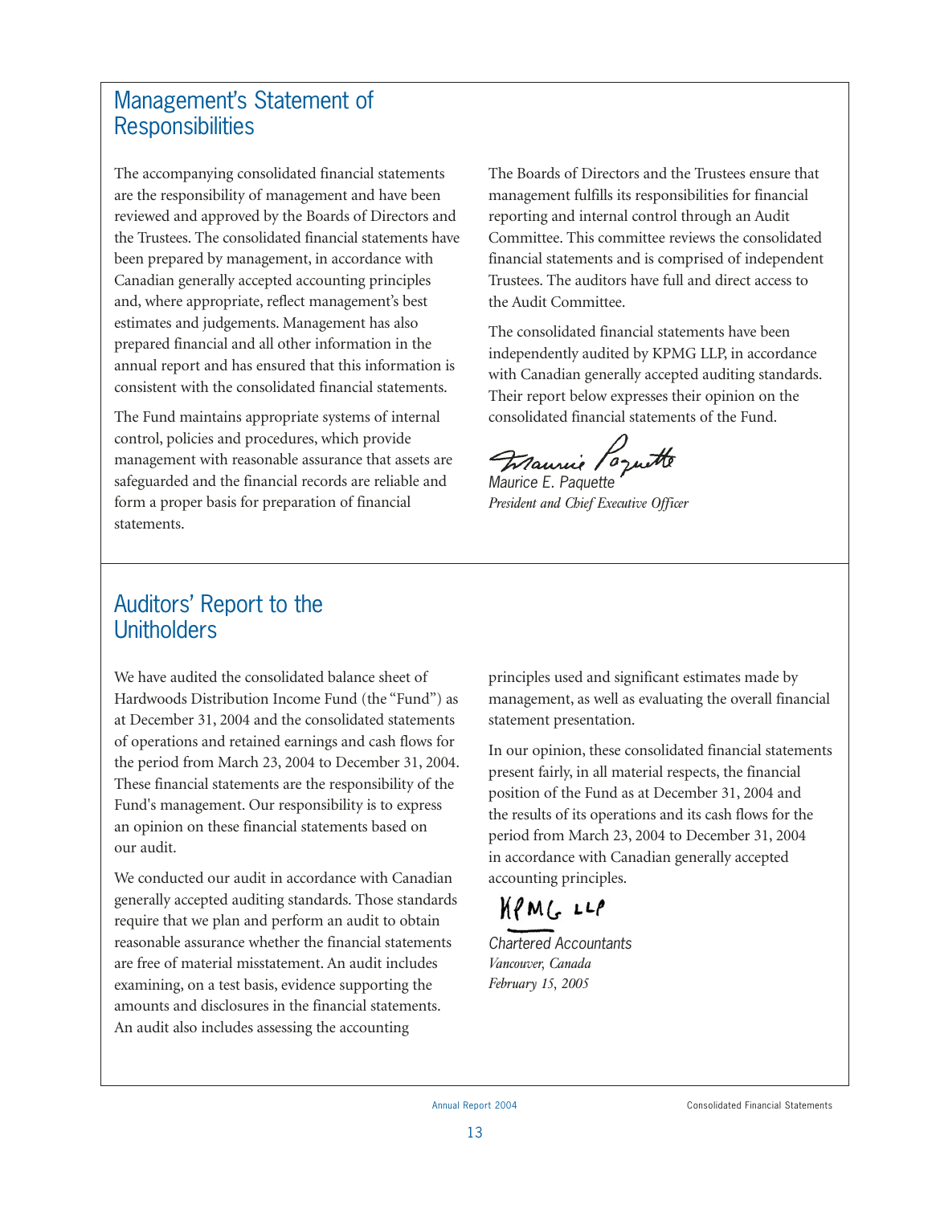## Management's Statement of Responsibilities

The accompanying consolidated financial statements are the responsibility of management and have been reviewed and approved by the Boards of Directors and the Trustees. The consolidated financial statements have been prepared by management, in accordance with Canadian generally accepted accounting principles and, where appropriate, reflect management's best estimates and judgements. Management has also prepared financial and all other information in the annual report and has ensured that this information is consistent with the consolidated financial statements.

The Fund maintains appropriate systems of internal control, policies and procedures, which provide management with reasonable assurance that assets are safeguarded and the financial records are reliable and form a proper basis for preparation of financial statements.

The Boards of Directors and the Trustees ensure that management fulfills its responsibilities for financial reporting and internal control through an Audit Committee. This committee reviews the consolidated financial statements and is comprised of independent Trustees. The auditors have full and direct access to the Audit Committee.

The consolidated financial statements have been independently audited by KPMG LLP, in accordance with Canadian generally accepted auditing standards. Their report below expresses their opinion on the consolidated financial statements of the Fund.

Maurice E. Paquette
*President and Chief Executive Officer*

## Auditors' Report to the Unitholders

We have audited the consolidated balance sheet of Hardwoods Distribution Income Fund (the "Fund") as at December 31, 2004 and the consolidated statements of operations and retained earnings and cash flows for the period from March 23, 2004 to December 31, 2004. These financial statements are the responsibility of the Fund's management. Our responsibility is to express an opinion on these financial statements based on our audit.

We conducted our audit in accordance with Canadian generally accepted auditing standards. Those standards require that we plan and perform an audit to obtain reasonable assurance whether the financial statements are free of material misstatement. An audit includes examining, on a test basis, evidence supporting the amounts and disclosures in the financial statements. An audit also includes assessing the accounting principles used and significant estimates made by management, as well as evaluating the overall financial statement presentation.

In our opinion, these consolidated financial statements present fairly, in all material respects, the financial position of the Fund as at December 31, 2004 and the results of its operations and its cash flows for the period from March 23, 2004 to December 31, 2004 in accordance with Canadian generally accepted accounting principles.

KPMG LLP

Chartered Accountants
*Vancouver, Canada*
*February 15, 2005*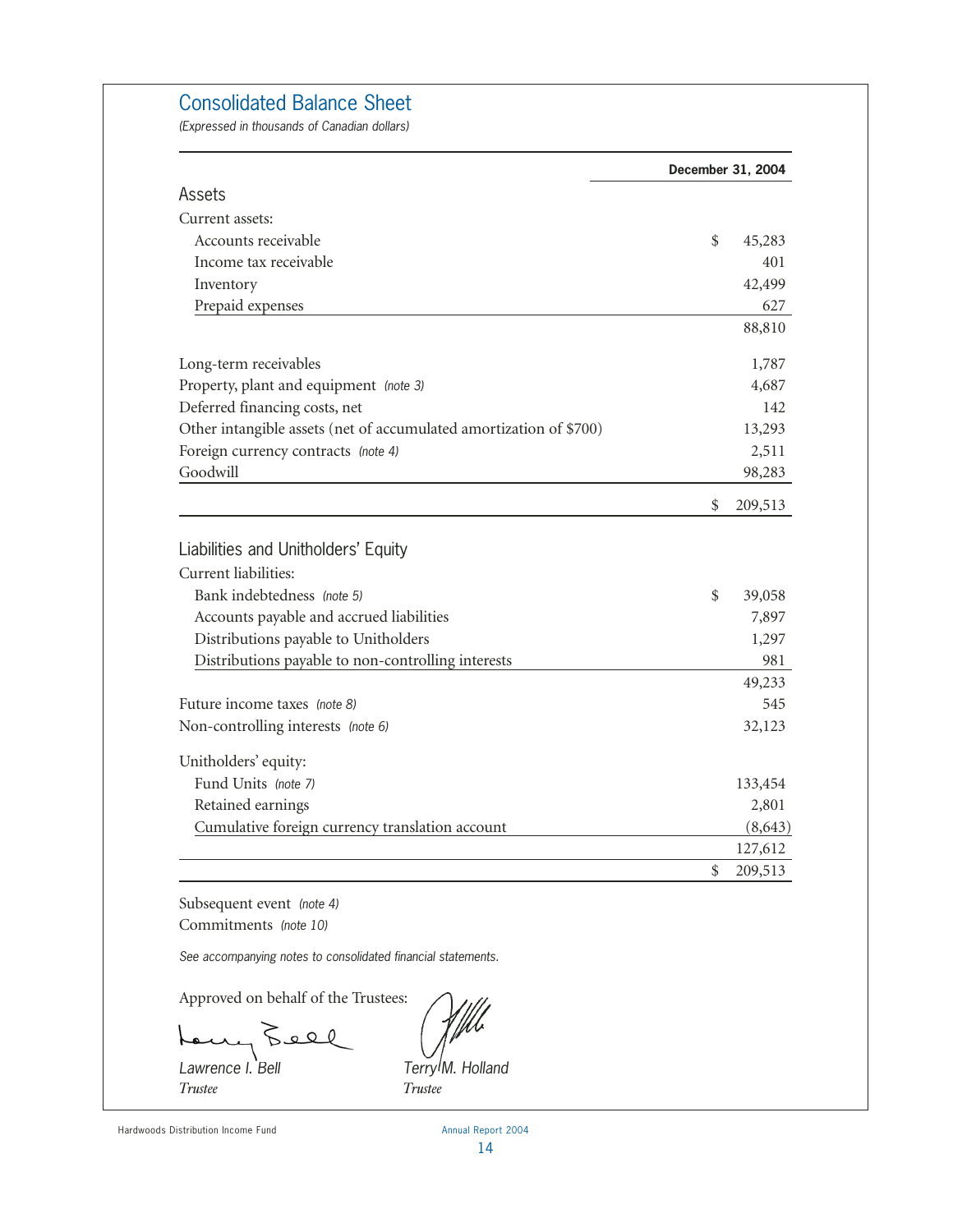# Consolidated Balance Sheet

*(Expressed in thousands of Canadian dollars)*

| | December 31, 2004 |
|---|---|
| **Assets** | |
| Current assets: | |
| Accounts receivable | $ 45,283 |
| Income tax receivable | 401 |
| Inventory | 42,499 |
| Prepaid expenses | 627 |
| | 88,810 |
| Long-term receivables | 1,787 |
| Property, plant and equipment *(note 3)* | 4,687 |
| Deferred financing costs, net | 142 |
| Other intangible assets (net of accumulated amortization of $700) | 13,293 |
| Foreign currency contracts *(note 4)* | 2,511 |
| Goodwill | 98,283 |
| | $ 209,513 |
| **Liabilities and Unitholders' Equity** | |
| Current liabilities: | |
| Bank indebtedness *(note 5)* | $ 39,058 |
| Accounts payable and accrued liabilities | 7,897 |
| Distributions payable to Unitholders | 1,297 |
| Distributions payable to non-controlling interests | 981 |
| | 49,233 |
| Future income taxes *(note 8)* | 545 |
| Non-controlling interests *(note 6)* | 32,123 |
| Unitholders' equity: | |
| Fund Units *(note 7)* | 133,454 |
| Retained earnings | 2,801 |
| Cumulative foreign currency translation account | (8,643) |
| | 127,612 |
| | $ 209,513 |

Subsequent event *(note 4)*

Commitments *(note 10)*

*See accompanying notes to consolidated financial statements.*

Approved on behalf of the Trustees:

*Lawrence I. Bell*
*Trustee*

*Terry M. Holland*
*Trustee*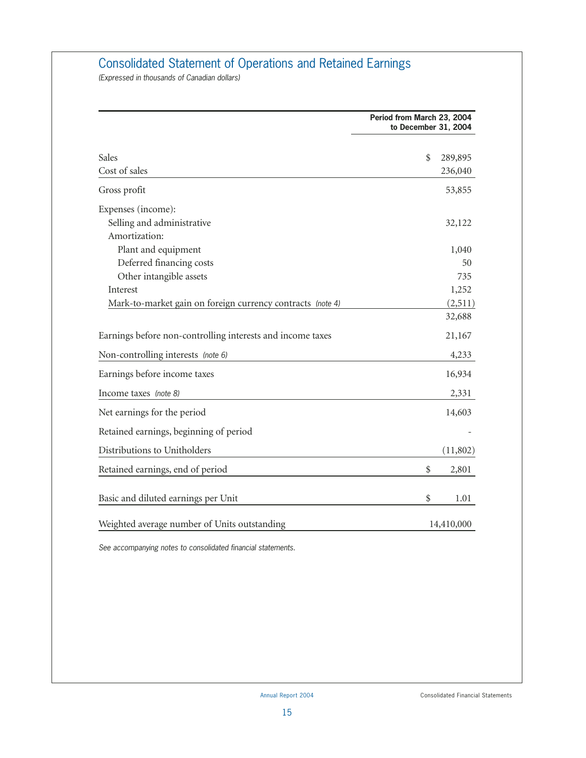# Consolidated Statement of Operations and Retained Earnings

*(Expressed in thousands of Canadian dollars)*

| | Period from March 23, 2004 to December 31, 2004 |
|---|---|
| Sales | $ 289,895 |
| Cost of sales | 236,040 |
| Gross profit | 53,855 |
| Expenses (income): | |
| Selling and administrative | 32,122 |
| Amortization: | |
| Plant and equipment | 1,040 |
| Deferred financing costs | 50 |
| Other intangible assets | 735 |
| Interest | 1,252 |
| Mark-to-market gain on foreign currency contracts *(note 4)* | (2,511) |
| | 32,688 |
| Earnings before non-controlling interests and income taxes | 21,167 |
| Non-controlling interests *(note 6)* | 4,233 |
| Earnings before income taxes | 16,934 |
| Income taxes *(note 8)* | 2,331 |
| Net earnings for the period | 14,603 |
| Retained earnings, beginning of period | - |
| Distributions to Unitholders | (11,802) |
| Retained earnings, end of period | $ 2,801 |
| Basic and diluted earnings per Unit | $ 1.01 |
| Weighted average number of Units outstanding | 14,410,000 |

*See accompanying notes to consolidated financial statements.*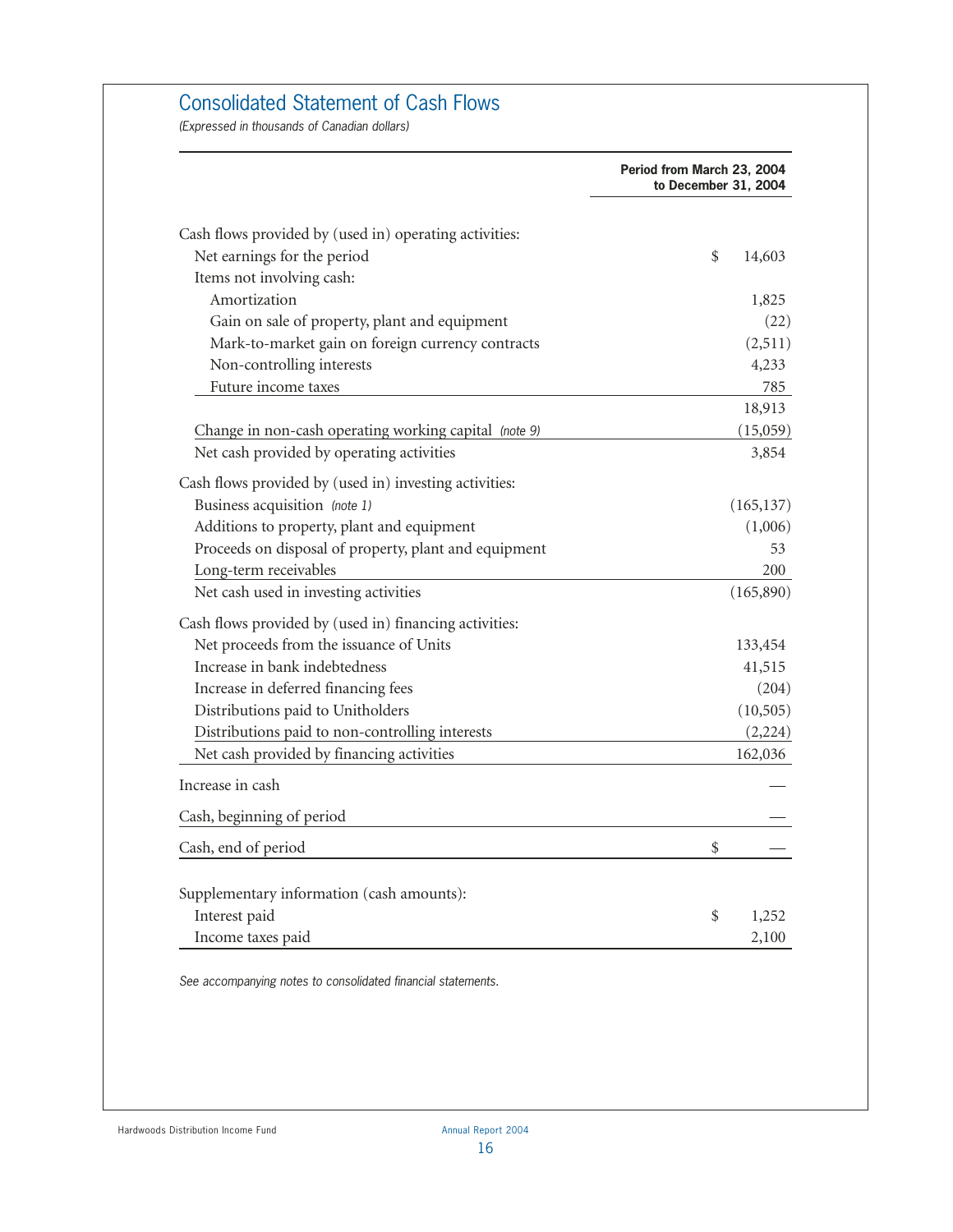# Consolidated Statement of Cash Flows

*(Expressed in thousands of Canadian dollars)*

| | Period from March 23, 2004 to December 31, 2004 |
|---|---|
| Cash flows provided by (used in) operating activities: | |
| Net earnings for the period | $ 14,603 |
| Items not involving cash: | |
| Amortization | 1,825 |
| Gain on sale of property, plant and equipment | (22) |
| Mark-to-market gain on foreign currency contracts | (2,511) |
| Non-controlling interests | 4,233 |
| Future income taxes | 785 |
| | 18,913 |
| Change in non-cash operating working capital *(note 9)* | (15,059) |
| Net cash provided by operating activities | 3,854 |
| Cash flows provided by (used in) investing activities: | |
| Business acquisition *(note 1)* | (165,137) |
| Additions to property, plant and equipment | (1,006) |
| Proceeds on disposal of property, plant and equipment | 53 |
| Long-term receivables | 200 |
| Net cash used in investing activities | (165,890) |
| Cash flows provided by (used in) financing activities: | |
| Net proceeds from the issuance of Units | 133,454 |
| Increase in bank indebtedness | 41,515 |
| Increase in deferred financing fees | (204) |
| Distributions paid to Unitholders | (10,505) |
| Distributions paid to non-controlling interests | (2,224) |
| Net cash provided by financing activities | 162,036 |
| Increase in cash | — |
| Cash, beginning of period | — |
| Cash, end of period | $ — |
| Supplementary information (cash amounts): | |
| Interest paid | $ 1,252 |
| Income taxes paid | 2,100 |

*See accompanying notes to consolidated financial statements.*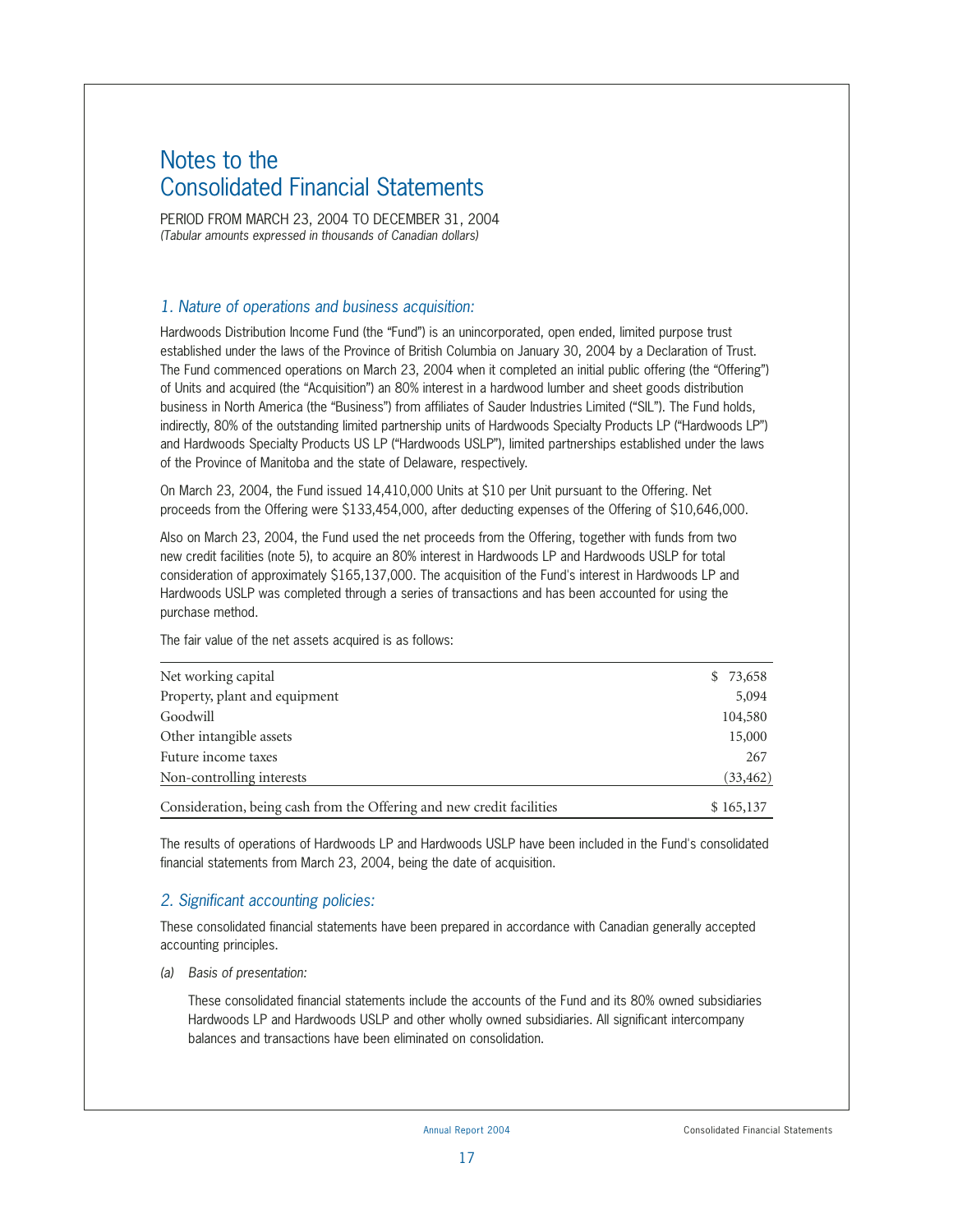# Notes to the Consolidated Financial Statements

PERIOD FROM MARCH 23, 2004 TO DECEMBER 31, 2004

*(Tabular amounts expressed in thousands of Canadian dollars)*

## *1. Nature of operations and business acquisition:*

Hardwoods Distribution Income Fund (the "Fund") is an unincorporated, open ended, limited purpose trust established under the laws of the Province of British Columbia on January 30, 2004 by a Declaration of Trust. The Fund commenced operations on March 23, 2004 when it completed an initial public offering (the "Offering") of Units and acquired (the "Acquisition") an 80% interest in a hardwood lumber and sheet goods distribution business in North America (the "Business") from affiliates of Sauder Industries Limited ("SIL"). The Fund holds, indirectly, 80% of the outstanding limited partnership units of Hardwoods Specialty Products LP ("Hardwoods LP") and Hardwoods Specialty Products US LP ("Hardwoods USLP"), limited partnerships established under the laws of the Province of Manitoba and the state of Delaware, respectively.

On March 23, 2004, the Fund issued 14,410,000 Units at $10 per Unit pursuant to the Offering. Net proceeds from the Offering were $133,454,000, after deducting expenses of the Offering of $10,646,000.

Also on March 23, 2004, the Fund used the net proceeds from the Offering, together with funds from two new credit facilities (note 5), to acquire an 80% interest in Hardwoods LP and Hardwoods USLP for total consideration of approximately $165,137,000. The acquisition of the Fund's interest in Hardwoods LP and Hardwoods USLP was completed through a series of transactions and has been accounted for using the purchase method.

The fair value of the net assets acquired is as follows:

| | |
|---|---|
| Net working capital | $ 73,658 |
| Property, plant and equipment | 5,094 |
| Goodwill | 104,580 |
| Other intangible assets | 15,000 |
| Future income taxes | 267 |
| Non-controlling interests | (33,462) |
| Consideration, being cash from the Offering and new credit facilities | $ 165,137 |

The results of operations of Hardwoods LP and Hardwoods USLP have been included in the Fund's consolidated financial statements from March 23, 2004, being the date of acquisition.

## *2. Significant accounting policies:*

These consolidated financial statements have been prepared in accordance with Canadian generally accepted accounting principles.

*(a) Basis of presentation:*

These consolidated financial statements include the accounts of the Fund and its 80% owned subsidiaries Hardwoods LP and Hardwoods USLP and other wholly owned subsidiaries. All significant intercompany balances and transactions have been eliminated on consolidation.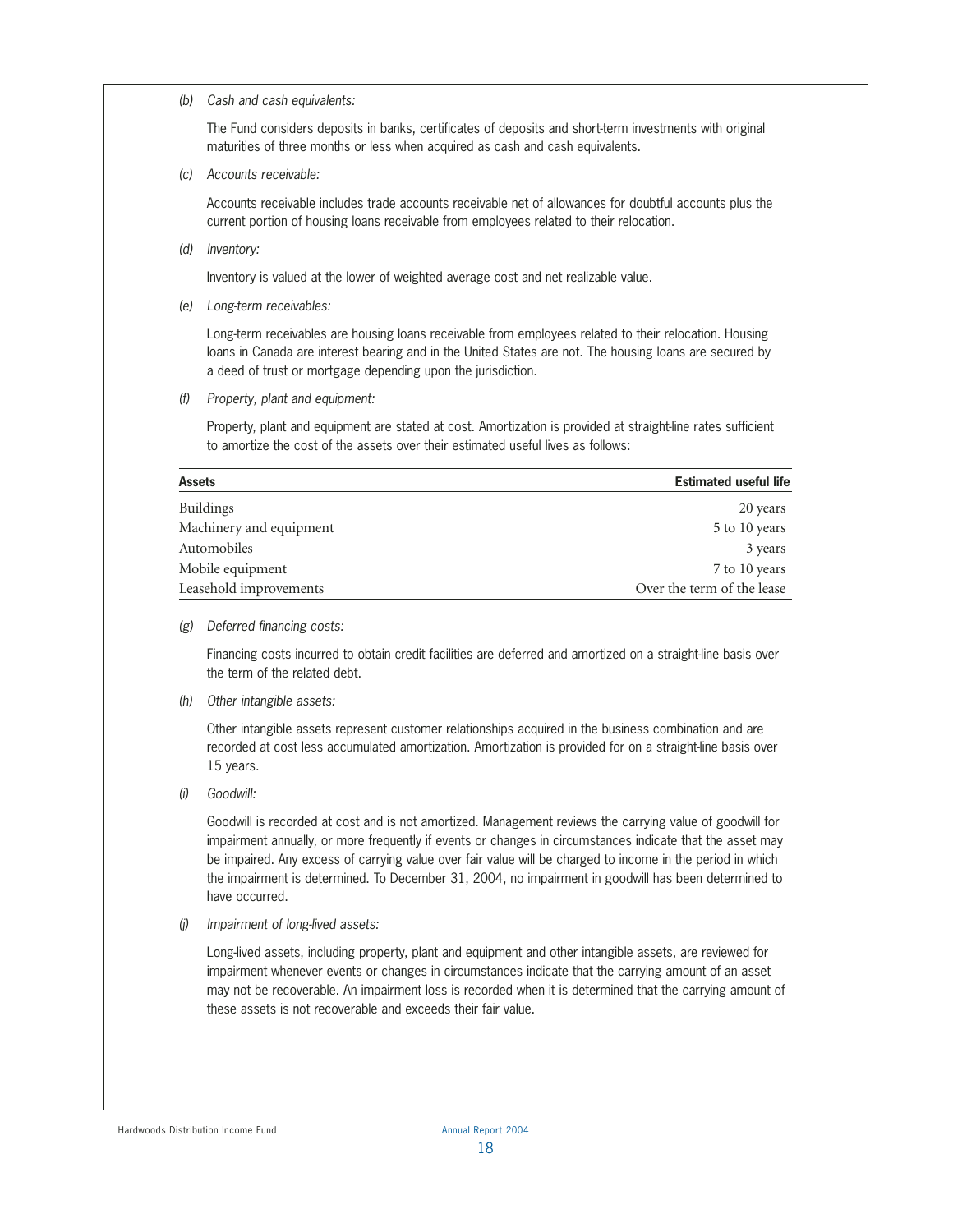*(b) Cash and cash equivalents:*

The Fund considers deposits in banks, certificates of deposits and short-term investments with original maturities of three months or less when acquired as cash and cash equivalents.

*(c) Accounts receivable:*

Accounts receivable includes trade accounts receivable net of allowances for doubtful accounts plus the current portion of housing loans receivable from employees related to their relocation.

*(d) Inventory:*

Inventory is valued at the lower of weighted average cost and net realizable value.

*(e) Long-term receivables:*

Long-term receivables are housing loans receivable from employees related to their relocation. Housing loans in Canada are interest bearing and in the United States are not. The housing loans are secured by a deed of trust or mortgage depending upon the jurisdiction.

*(f) Property, plant and equipment:*

Property, plant and equipment are stated at cost. Amortization is provided at straight-line rates sufficient to amortize the cost of the assets over their estimated useful lives as follows:

| **Assets** | **Estimated useful life** |
|---|---|
| Buildings | 20 years |
| Machinery and equipment | 5 to 10 years |
| Automobiles | 3 years |
| Mobile equipment | 7 to 10 years |
| Leasehold improvements | Over the term of the lease |

*(g) Deferred financing costs:*

Financing costs incurred to obtain credit facilities are deferred and amortized on a straight-line basis over the term of the related debt.

*(h) Other intangible assets:*

Other intangible assets represent customer relationships acquired in the business combination and are recorded at cost less accumulated amortization. Amortization is provided for on a straight-line basis over 15 years.

*(i) Goodwill:*

Goodwill is recorded at cost and is not amortized. Management reviews the carrying value of goodwill for impairment annually, or more frequently if events or changes in circumstances indicate that the asset may be impaired. Any excess of carrying value over fair value will be charged to income in the period in which the impairment is determined. To December 31, 2004, no impairment in goodwill has been determined to have occurred.

*(j) Impairment of long-lived assets:*

Long-lived assets, including property, plant and equipment and other intangible assets, are reviewed for impairment whenever events or changes in circumstances indicate that the carrying amount of an asset may not be recoverable. An impairment loss is recorded when it is determined that the carrying amount of these assets is not recoverable and exceeds their fair value.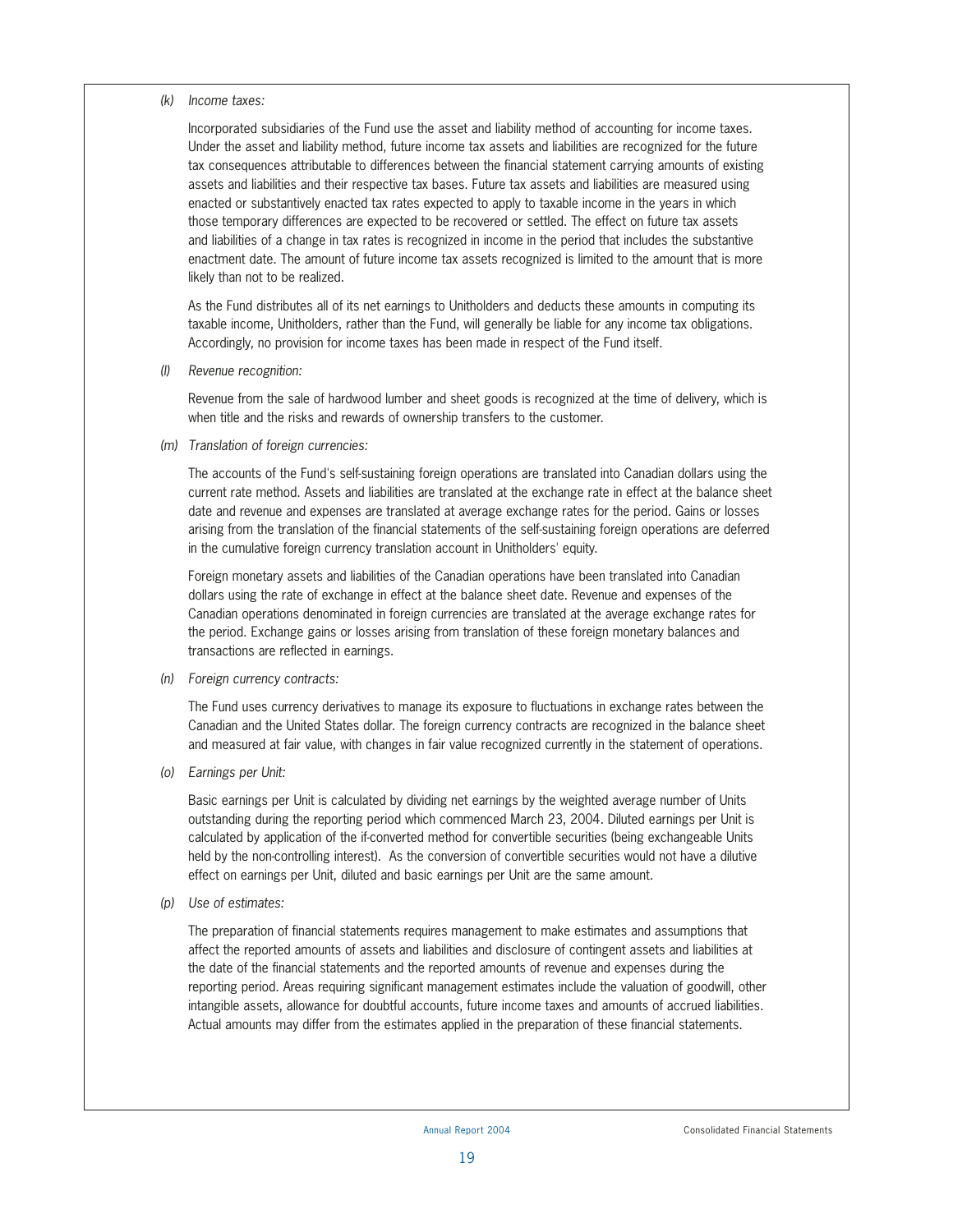*(k) Income taxes:*

Incorporated subsidiaries of the Fund use the asset and liability method of accounting for income taxes. Under the asset and liability method, future income tax assets and liabilities are recognized for the future tax consequences attributable to differences between the financial statement carrying amounts of existing assets and liabilities and their respective tax bases. Future tax assets and liabilities are measured using enacted or substantively enacted tax rates expected to apply to taxable income in the years in which those temporary differences are expected to be recovered or settled. The effect on future tax assets and liabilities of a change in tax rates is recognized in income in the period that includes the substantive enactment date. The amount of future income tax assets recognized is limited to the amount that is more likely than not to be realized.

As the Fund distributes all of its net earnings to Unitholders and deducts these amounts in computing its taxable income, Unitholders, rather than the Fund, will generally be liable for any income tax obligations. Accordingly, no provision for income taxes has been made in respect of the Fund itself.

*(l) Revenue recognition:*

Revenue from the sale of hardwood lumber and sheet goods is recognized at the time of delivery, which is when title and the risks and rewards of ownership transfers to the customer.

*(m) Translation of foreign currencies:*

The accounts of the Fund's self-sustaining foreign operations are translated into Canadian dollars using the current rate method. Assets and liabilities are translated at the exchange rate in effect at the balance sheet date and revenue and expenses are translated at average exchange rates for the period. Gains or losses arising from the translation of the financial statements of the self-sustaining foreign operations are deferred in the cumulative foreign currency translation account in Unitholders' equity.

Foreign monetary assets and liabilities of the Canadian operations have been translated into Canadian dollars using the rate of exchange in effect at the balance sheet date. Revenue and expenses of the Canadian operations denominated in foreign currencies are translated at the average exchange rates for the period. Exchange gains or losses arising from translation of these foreign monetary balances and transactions are reflected in earnings.

*(n) Foreign currency contracts:*

The Fund uses currency derivatives to manage its exposure to fluctuations in exchange rates between the Canadian and the United States dollar. The foreign currency contracts are recognized in the balance sheet and measured at fair value, with changes in fair value recognized currently in the statement of operations.

*(o) Earnings per Unit:*

Basic earnings per Unit is calculated by dividing net earnings by the weighted average number of Units outstanding during the reporting period which commenced March 23, 2004. Diluted earnings per Unit is calculated by application of the if-converted method for convertible securities (being exchangeable Units held by the non-controlling interest). As the conversion of convertible securities would not have a dilutive effect on earnings per Unit, diluted and basic earnings per Unit are the same amount.

*(p) Use of estimates:*

The preparation of financial statements requires management to make estimates and assumptions that affect the reported amounts of assets and liabilities and disclosure of contingent assets and liabilities at the date of the financial statements and the reported amounts of revenue and expenses during the reporting period. Areas requiring significant management estimates include the valuation of goodwill, other intangible assets, allowance for doubtful accounts, future income taxes and amounts of accrued liabilities. Actual amounts may differ from the estimates applied in the preparation of these financial statements.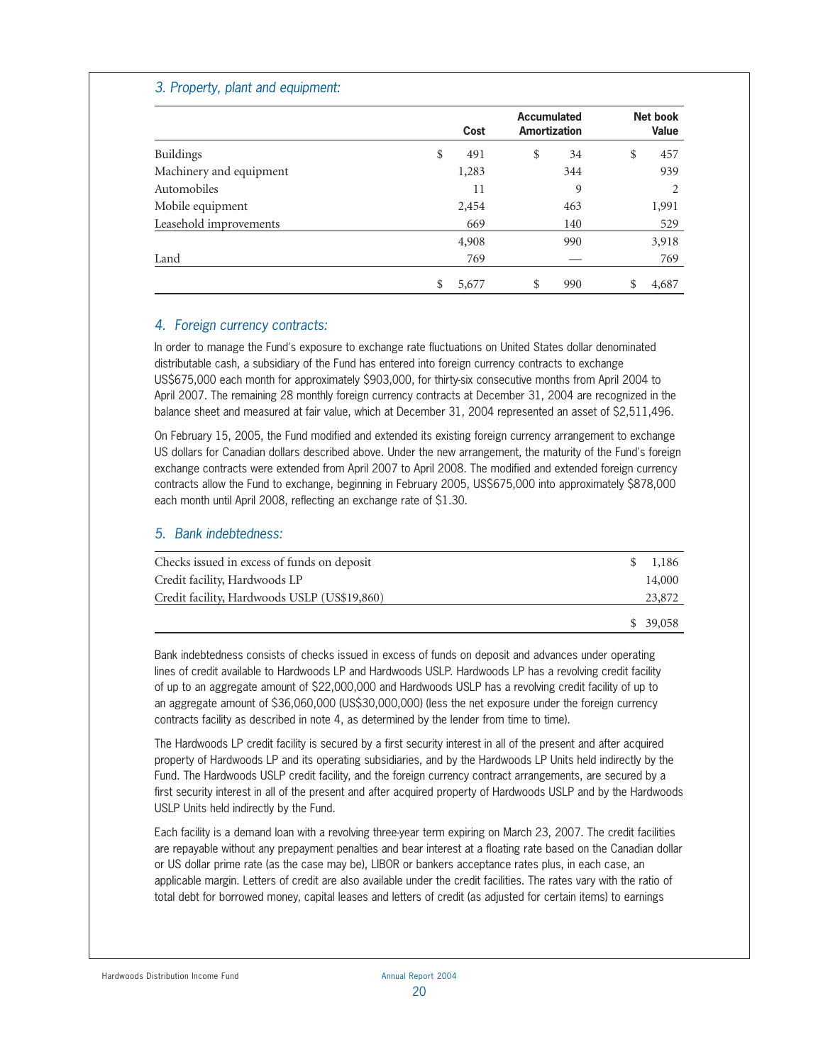### *3. Property, plant and equipment:*

| | Cost | Accumulated Amortization | Net book Value |
|---|---|---|---|
| Buildings | $ 491 | $ 34 | $ 457 |
| Machinery and equipment | 1,283 | 344 | 939 |
| Automobiles | 11 | 9 | 2 |
| Mobile equipment | 2,454 | 463 | 1,991 |
| Leasehold improvements | 669 | 140 | 529 |
| | 4,908 | 990 | 3,918 |
| Land | 769 | — | 769 |
| | $ 5,677 | $ 990 | $ 4,687 |

### *4. Foreign currency contracts:*

In order to manage the Fund's exposure to exchange rate fluctuations on United States dollar denominated distributable cash, a subsidiary of the Fund has entered into foreign currency contracts to exchange US$675,000 each month for approximately $903,000, for thirty-six consecutive months from April 2004 to April 2007. The remaining 28 monthly foreign currency contracts at December 31, 2004 are recognized in the balance sheet and measured at fair value, which at December 31, 2004 represented an asset of $2,511,496.

On February 15, 2005, the Fund modified and extended its existing foreign currency arrangement to exchange US dollars for Canadian dollars described above. Under the new arrangement, the maturity of the Fund's foreign exchange contracts were extended from April 2007 to April 2008. The modified and extended foreign currency contracts allow the Fund to exchange, beginning in February 2005, US$675,000 into approximately $878,000 each month until April 2008, reflecting an exchange rate of $1.30.

### *5. Bank indebtedness:*

| | |
|---|---|
| Checks issued in excess of funds on deposit | $ 1,186 |
| Credit facility, Hardwoods LP | 14,000 |
| Credit facility, Hardwoods USLP (US$19,860) | 23,872 |
| | $ 39,058 |

Bank indebtedness consists of checks issued in excess of funds on deposit and advances under operating lines of credit available to Hardwoods LP and Hardwoods USLP. Hardwoods LP has a revolving credit facility of up to an aggregate amount of $22,000,000 and Hardwoods USLP has a revolving credit facility of up to an aggregate amount of $36,060,000 (US$30,000,000) (less the net exposure under the foreign currency contracts facility as described in note 4, as determined by the lender from time to time).

The Hardwoods LP credit facility is secured by a first security interest in all of the present and after acquired property of Hardwoods LP and its operating subsidiaries, and by the Hardwoods LP Units held indirectly by the Fund. The Hardwoods USLP credit facility, and the foreign currency contract arrangements, are secured by a first security interest in all of the present and after acquired property of Hardwoods USLP and by the Hardwoods USLP Units held indirectly by the Fund.

Each facility is a demand loan with a revolving three-year term expiring on March 23, 2007. The credit facilities are repayable without any prepayment penalties and bear interest at a floating rate based on the Canadian dollar or US dollar prime rate (as the case may be), LIBOR or bankers acceptance rates plus, in each case, an applicable margin. Letters of credit are also available under the credit facilities. The rates vary with the ratio of total debt for borrowed money, capital leases and letters of credit (as adjusted for certain items) to earnings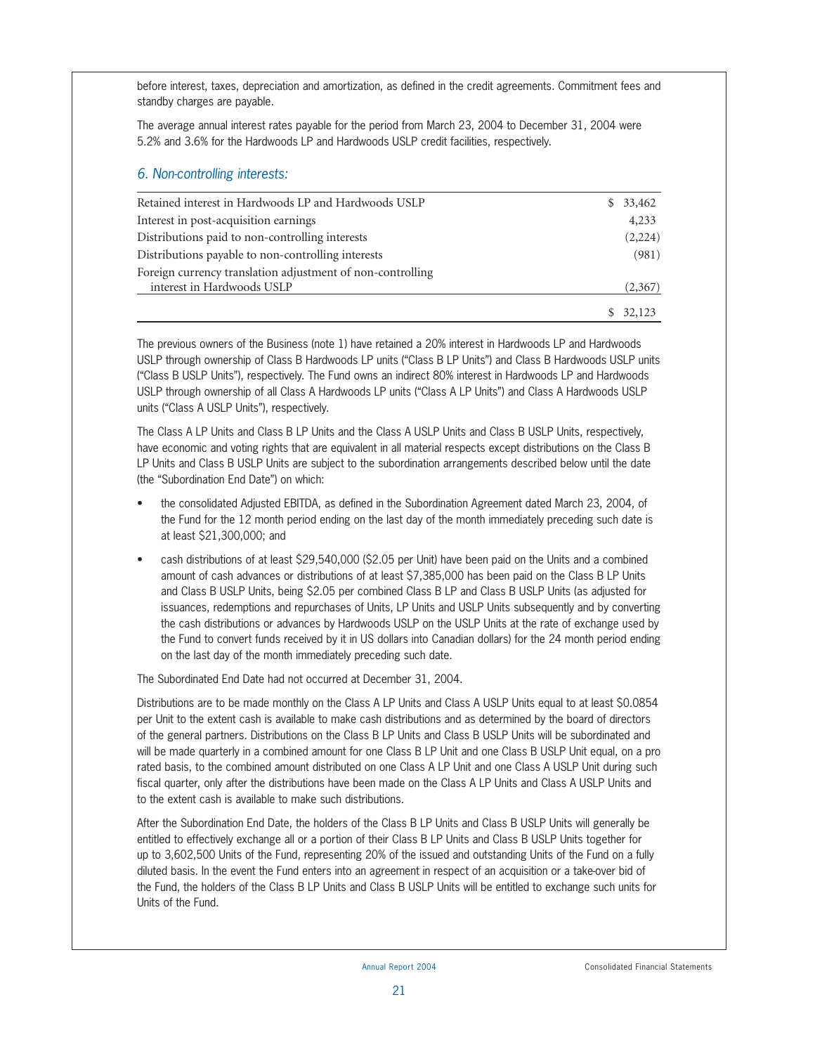before interest, taxes, depreciation and amortization, as defined in the credit agreements. Commitment fees and standby charges are payable.

The average annual interest rates payable for the period from March 23, 2004 to December 31, 2004 were 5.2% and 3.6% for the Hardwoods LP and Hardwoods USLP credit facilities, respectively.

## *6. Non-controlling interests:*

| | |
|---|---|
| Retained interest in Hardwoods LP and Hardwoods USLP | $ 33,462 |
| Interest in post-acquisition earnings | 4,233 |
| Distributions paid to non-controlling interests | (2,224) |
| Distributions payable to non-controlling interests | (981) |
| Foreign currency translation adjustment of non-controlling interest in Hardwoods USLP | (2,367) |
| | $ 32,123 |

The previous owners of the Business (note 1) have retained a 20% interest in Hardwoods LP and Hardwoods USLP through ownership of Class B Hardwoods LP units ("Class B LP Units") and Class B Hardwoods USLP units ("Class B USLP Units"), respectively. The Fund owns an indirect 80% interest in Hardwoods LP and Hardwoods USLP through ownership of all Class A Hardwoods LP units ("Class A LP Units") and Class A Hardwoods USLP units ("Class A USLP Units"), respectively.

The Class A LP Units and Class B LP Units and the Class A USLP Units and Class B USLP Units, respectively, have economic and voting rights that are equivalent in all material respects except distributions on the Class B LP Units and Class B USLP Units are subject to the subordination arrangements described below until the date (the "Subordination End Date") on which:

- the consolidated Adjusted EBITDA, as defined in the Subordination Agreement dated March 23, 2004, of the Fund for the 12 month period ending on the last day of the month immediately preceding such date is at least $21,300,000; and
- cash distributions of at least $29,540,000 ($2.05 per Unit) have been paid on the Units and a combined amount of cash advances or distributions of at least $7,385,000 has been paid on the Class B LP Units and Class B USLP Units, being $2.05 per combined Class B LP and Class B USLP Units (as adjusted for issuances, redemptions and repurchases of Units, LP Units and USLP Units subsequently and by converting the cash distributions or advances by Hardwoods USLP on the USLP Units at the rate of exchange used by the Fund to convert funds received by it in US dollars into Canadian dollars) for the 24 month period ending on the last day of the month immediately preceding such date.

The Subordinated End Date had not occurred at December 31, 2004.

Distributions are to be made monthly on the Class A LP Units and Class A USLP Units equal to at least $0.0854 per Unit to the extent cash is available to make cash distributions and as determined by the board of directors of the general partners. Distributions on the Class B LP Units and Class B USLP Units will be subordinated and will be made quarterly in a combined amount for one Class B LP Unit and one Class B USLP Unit equal, on a pro rated basis, to the combined amount distributed on one Class A LP Unit and one Class A USLP Unit during such fiscal quarter, only after the distributions have been made on the Class A LP Units and Class A USLP Units and to the extent cash is available to make such distributions.

After the Subordination End Date, the holders of the Class B LP Units and Class B USLP Units will generally be entitled to effectively exchange all or a portion of their Class B LP Units and Class B USLP Units together for up to 3,602,500 Units of the Fund, representing 20% of the issued and outstanding Units of the Fund on a fully diluted basis. In the event the Fund enters into an agreement in respect of an acquisition or a take-over bid of the Fund, the holders of the Class B LP Units and Class B USLP Units will be entitled to exchange such units for Units of the Fund.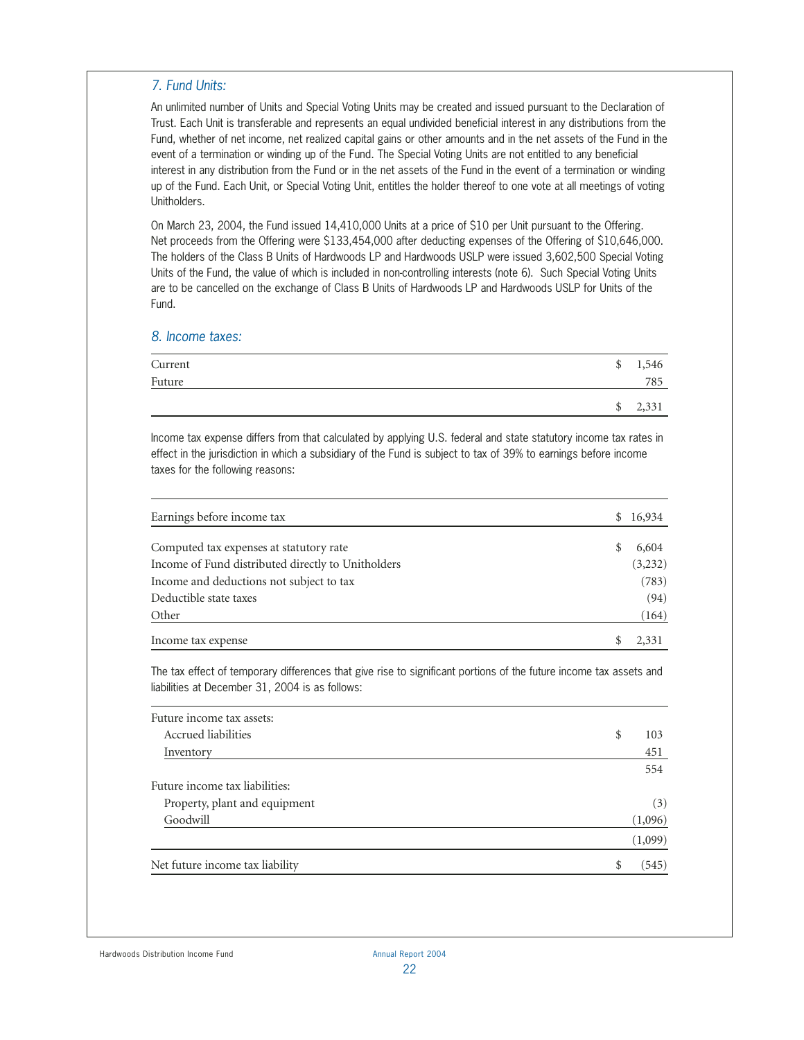## 7. Fund Units:

An unlimited number of Units and Special Voting Units may be created and issued pursuant to the Declaration of Trust. Each Unit is transferable and represents an equal undivided beneficial interest in any distributions from the Fund, whether of net income, net realized capital gains or other amounts and in the net assets of the Fund in the event of a termination or winding up of the Fund. The Special Voting Units are not entitled to any beneficial interest in any distribution from the Fund or in the net assets of the Fund in the event of a termination or winding up of the Fund. Each Unit, or Special Voting Unit, entitles the holder thereof to one vote at all meetings of voting Unitholders.

On March 23, 2004, the Fund issued 14,410,000 Units at a price of $10 per Unit pursuant to the Offering. Net proceeds from the Offering were $133,454,000 after deducting expenses of the Offering of $10,646,000. The holders of the Class B Units of Hardwoods LP and Hardwoods USLP were issued 3,602,500 Special Voting Units of the Fund, the value of which is included in non-controlling interests (note 6). Such Special Voting Units are to be cancelled on the exchange of Class B Units of Hardwoods LP and Hardwoods USLP for Units of the Fund.

## 8. Income taxes:

| | |
|---|---|
| Current | $ 1,546 |
| Future | 785 |
| | $ 2,331 |

Income tax expense differs from that calculated by applying U.S. federal and state statutory income tax rates in effect in the jurisdiction in which a subsidiary of the Fund is subject to tax of 39% to earnings before income taxes for the following reasons:

| | |
|---|---|
| Earnings before income tax | $ 16,934 |
| Computed tax expenses at statutory rate | $ 6,604 |
| Income of Fund distributed directly to Unitholders | (3,232) |
| Income and deductions not subject to tax | (783) |
| Deductible state taxes | (94) |
| Other | (164) |
| Income tax expense | $ 2,331 |

The tax effect of temporary differences that give rise to significant portions of the future income tax assets and liabilities at December 31, 2004 is as follows:

| | |
|---|---|
| Future income tax assets: | |
| Accrued liabilities | $ 103 |
| Inventory | 451 |
| | 554 |
| Future income tax liabilities: | |
| Property, plant and equipment | (3) |
| Goodwill | (1,096) |
| | (1,099) |
| Net future income tax liability | $ (545) |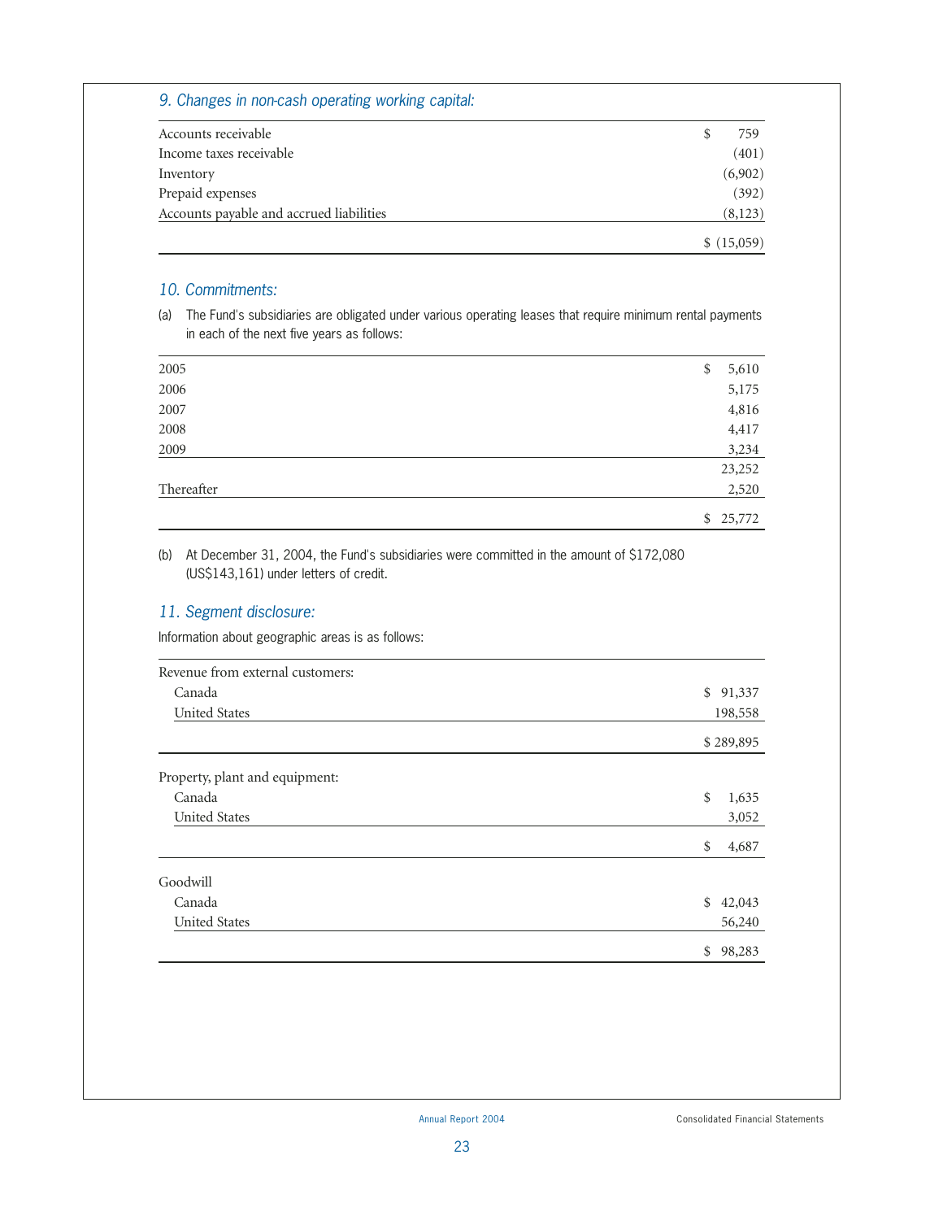### *9. Changes in non-cash operating working capital:*

| | |
|---|---|
| Accounts receivable | $ 759 |
| Income taxes receivable | (401) |
| Inventory | (6,902) |
| Prepaid expenses | (392) |
| Accounts payable and accrued liabilities | (8,123) |
| | $ (15,059) |

### *10. Commitments:*

(a) The Fund's subsidiaries are obligated under various operating leases that require minimum rental payments in each of the next five years as follows:

| | |
|---|---|
| 2005 | $ 5,610 |
| 2006 | 5,175 |
| 2007 | 4,816 |
| 2008 | 4,417 |
| 2009 | 3,234 |
| | 23,252 |
| Thereafter | 2,520 |
| | $ 25,772 |

(b) At December 31, 2004, the Fund's subsidiaries were committed in the amount of $172,080 (US$143,161) under letters of credit.

### *11. Segment disclosure:*

Information about geographic areas is as follows:

| | |
|---|---|
| Revenue from external customers: | |
| Canada | $ 91,337 |
| United States | 198,558 |
| | $ 289,895 |
| Property, plant and equipment: | |
| Canada | $ 1,635 |
| United States | 3,052 |
| | $ 4,687 |
| Goodwill | |
| Canada | $ 42,043 |
| United States | 56,240 |
| | $ 98,283 |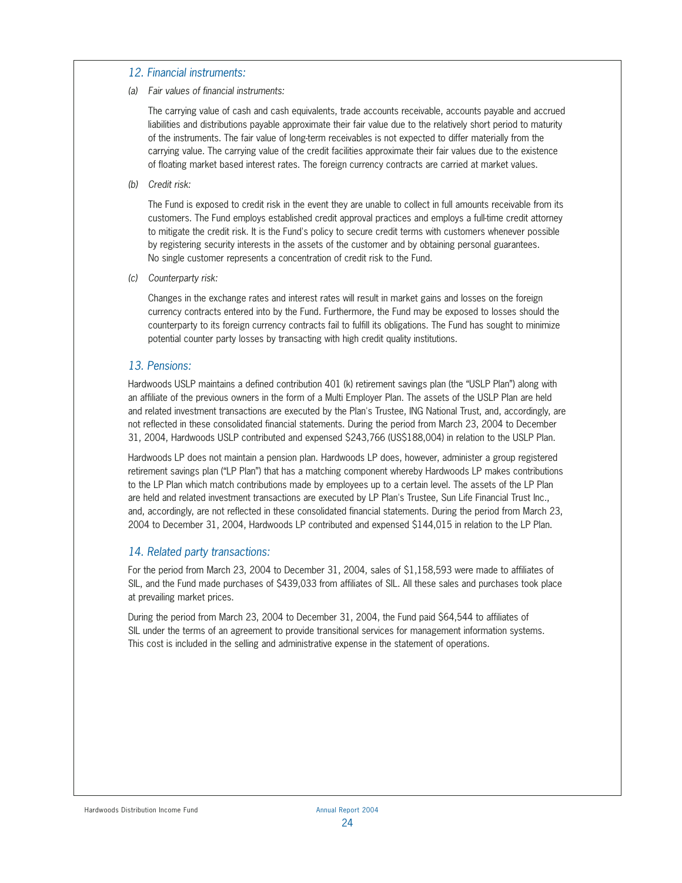## *12. Financial instruments:*

*(a) Fair values of financial instruments:*

The carrying value of cash and cash equivalents, trade accounts receivable, accounts payable and accrued liabilities and distributions payable approximate their fair value due to the relatively short period to maturity of the instruments. The fair value of long-term receivables is not expected to differ materially from the carrying value. The carrying value of the credit facilities approximate their fair values due to the existence of floating market based interest rates. The foreign currency contracts are carried at market values.

*(b) Credit risk:*

The Fund is exposed to credit risk in the event they are unable to collect in full amounts receivable from its customers. The Fund employs established credit approval practices and employs a full-time credit attorney to mitigate the credit risk. It is the Fund's policy to secure credit terms with customers whenever possible by registering security interests in the assets of the customer and by obtaining personal guarantees. No single customer represents a concentration of credit risk to the Fund.

*(c) Counterparty risk:*

Changes in the exchange rates and interest rates will result in market gains and losses on the foreign currency contracts entered into by the Fund. Furthermore, the Fund may be exposed to losses should the counterparty to its foreign currency contracts fail to fulfill its obligations. The Fund has sought to minimize potential counter party losses by transacting with high credit quality institutions.

## *13. Pensions:*

Hardwoods USLP maintains a defined contribution 401 (k) retirement savings plan (the "USLP Plan") along with an affiliate of the previous owners in the form of a Multi Employer Plan. The assets of the USLP Plan are held and related investment transactions are executed by the Plan's Trustee, ING National Trust, and, accordingly, are not reflected in these consolidated financial statements. During the period from March 23, 2004 to December 31, 2004, Hardwoods USLP contributed and expensed $243,766 (US$188,004) in relation to the USLP Plan.

Hardwoods LP does not maintain a pension plan. Hardwoods LP does, however, administer a group registered retirement savings plan ("LP Plan") that has a matching component whereby Hardwoods LP makes contributions to the LP Plan which match contributions made by employees up to a certain level. The assets of the LP Plan are held and related investment transactions are executed by LP Plan's Trustee, Sun Life Financial Trust Inc., and, accordingly, are not reflected in these consolidated financial statements. During the period from March 23, 2004 to December 31, 2004, Hardwoods LP contributed and expensed $144,015 in relation to the LP Plan.

## *14. Related party transactions:*

For the period from March 23, 2004 to December 31, 2004, sales of $1,158,593 were made to affiliates of SIL, and the Fund made purchases of $439,033 from affiliates of SIL. All these sales and purchases took place at prevailing market prices.

During the period from March 23, 2004 to December 31, 2004, the Fund paid $64,544 to affiliates of SIL under the terms of an agreement to provide transitional services for management information systems. This cost is included in the selling and administrative expense in the statement of operations.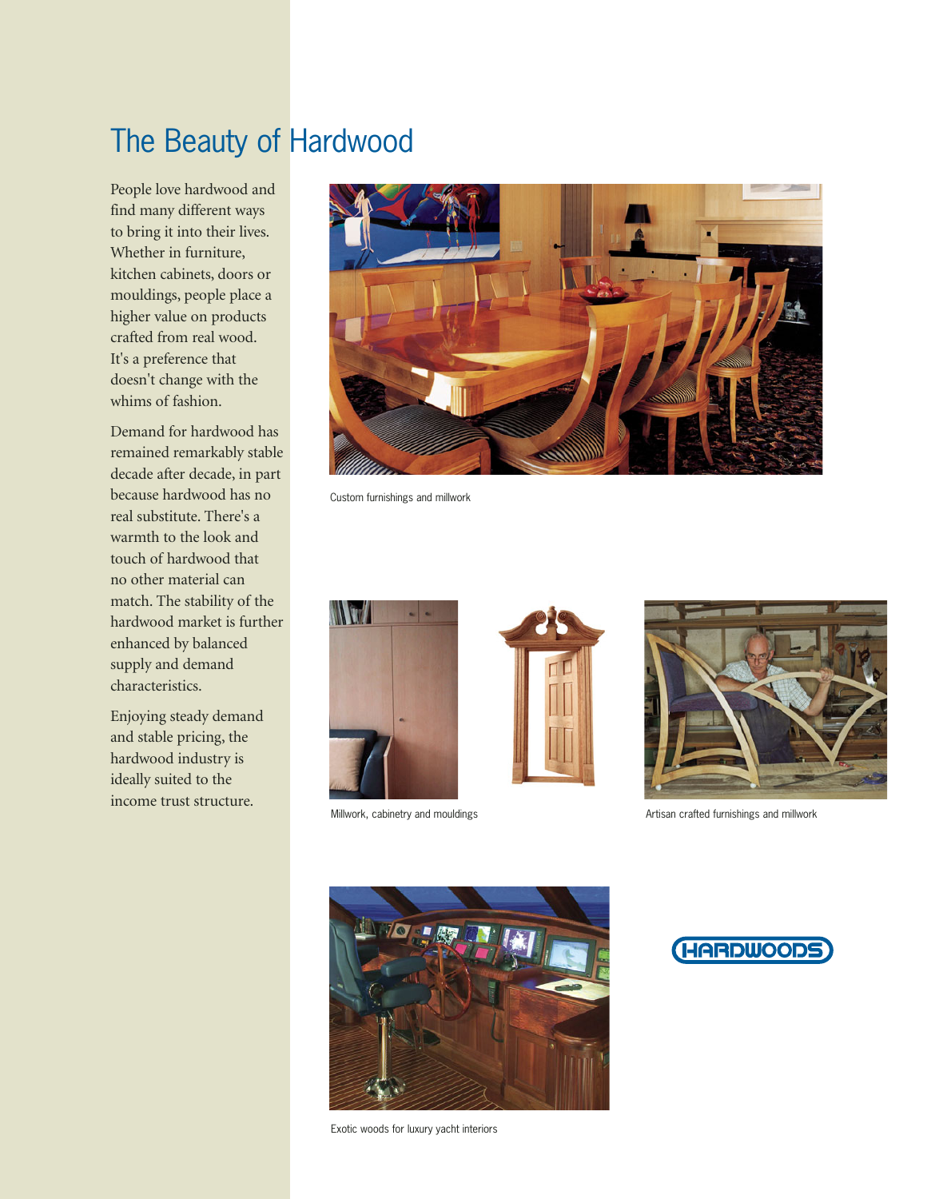# The Beauty of Hardwood

People love hardwood and find many different ways to bring it into their lives. Whether in furniture, kitchen cabinets, doors or mouldings, people place a higher value on products crafted from real wood. It's a preference that doesn't change with the whims of fashion.

Demand for hardwood has remained remarkably stable decade after decade, in part because hardwood has no real substitute. There's a warmth to the look and touch of hardwood that no other material can match. The stability of the hardwood market is further enhanced by balanced supply and demand characteristics.

Enjoying steady demand and stable pricing, the hardwood industry is ideally suited to the income trust structure.

Custom furnishings and millwork

Millwork, cabinetry and mouldings

Artisan crafted furnishings and millwork

Exotic woods for luxury yacht interiors

HARDWOODS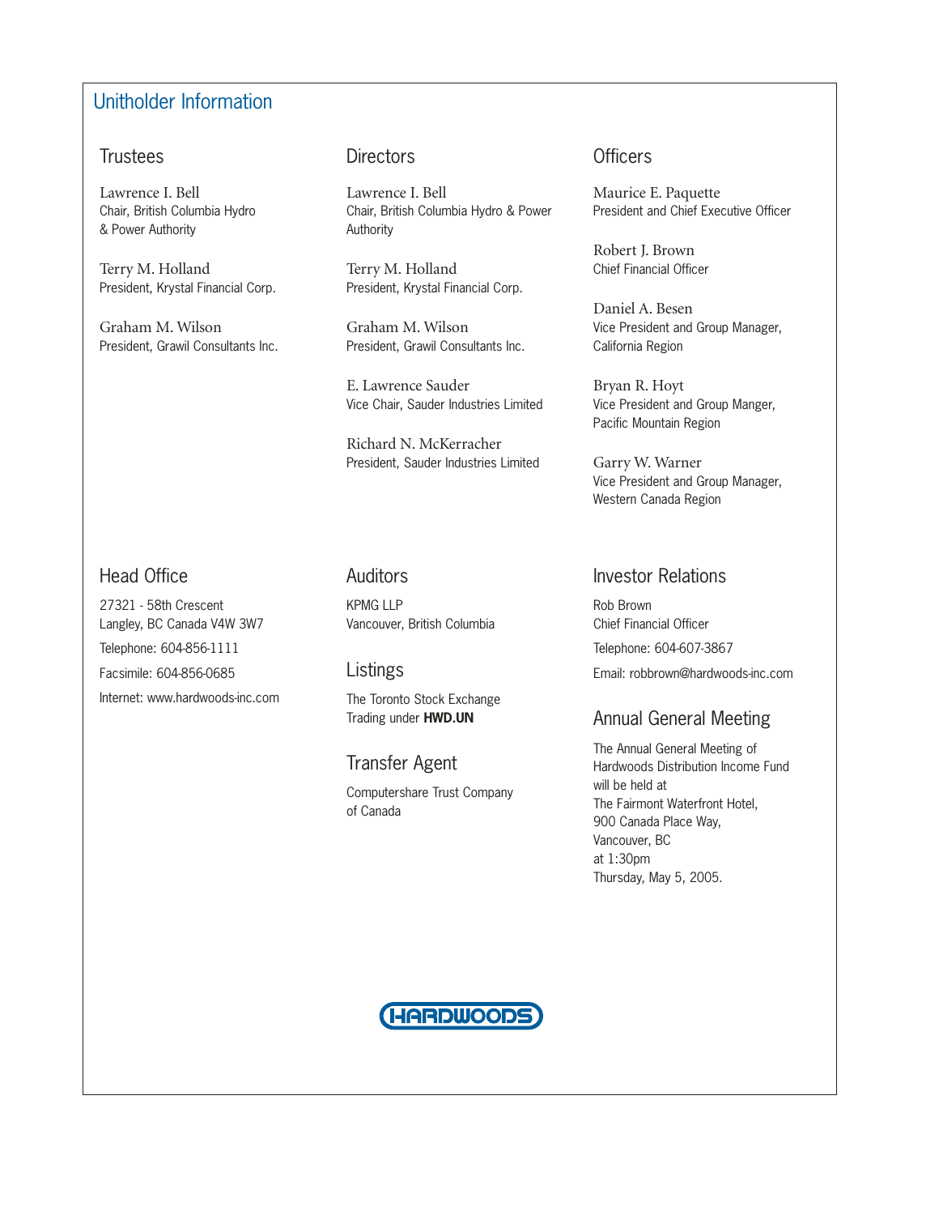# Unitholder Information

## Trustees

Lawrence I. Bell
Chair, British Columbia Hydro & Power Authority

Terry M. Holland
President, Krystal Financial Corp.

Graham M. Wilson
President, Grawil Consultants Inc.

## Directors

Lawrence I. Bell
Chair, British Columbia Hydro & Power Authority

Terry M. Holland
President, Krystal Financial Corp.

Graham M. Wilson
President, Grawil Consultants Inc.

E. Lawrence Sauder
Vice Chair, Sauder Industries Limited

Richard N. McKerracher
President, Sauder Industries Limited

## Officers

Maurice E. Paquette
President and Chief Executive Officer

Robert J. Brown
Chief Financial Officer

Daniel A. Besen
Vice President and Group Manager, California Region

Bryan R. Hoyt
Vice President and Group Manger, Pacific Mountain Region

Garry W. Warner
Vice President and Group Manager, Western Canada Region

## Head Office

27321 - 58th Crescent
Langley, BC Canada V4W 3W7

Telephone: 604-856-1111

Facsimile: 604-856-0685

Internet: www.hardwoods-inc.com

## Auditors

KPMG LLP
Vancouver, British Columbia

## Listings

The Toronto Stock Exchange
Trading under **HWD.UN**

## Transfer Agent

Computershare Trust Company of Canada

## Investor Relations

Rob Brown
Chief Financial Officer

Telephone: 604-607-3867

Email: robbrown@hardwoods-inc.com

## Annual General Meeting

The Annual General Meeting of Hardwoods Distribution Income Fund will be held at
The Fairmont Waterfront Hotel,
900 Canada Place Way,
Vancouver, BC
at 1:30pm
Thursday, May 5, 2005.

HARDWOODS